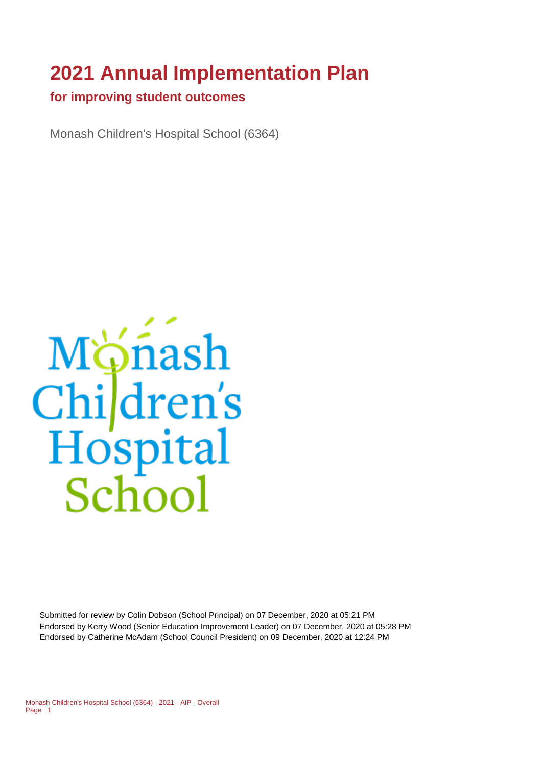# 2021 Annual Implementation Plan

## for improving student outcomes

Monash Children's Hospital School (6364)

Submitted for review by Colin Dobson (School Principal) on 07 December, 2020 at 05:21 PM
Endorsed by Kerry Wood (Senior Education Improvement Leader) on 07 December, 2020 at 05:28 PM
Endorsed by Catherine McAdam (School Council President) on 09 December, 2020 at 12:24 PM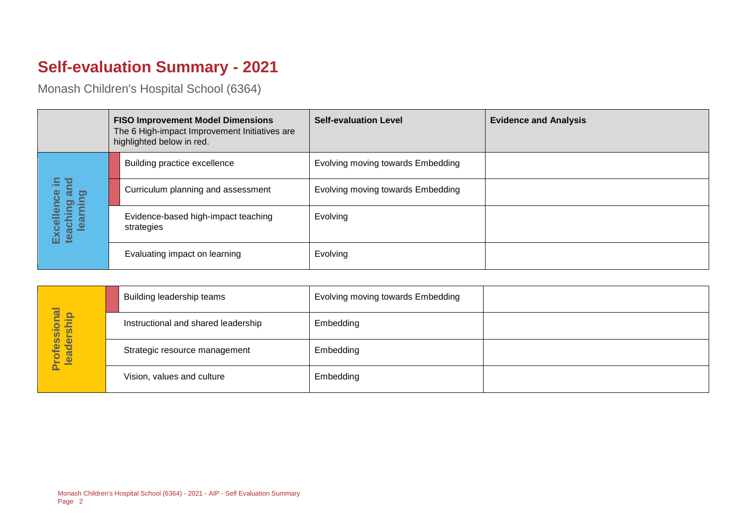# Self-evaluation Summary - 2021

Monash Children's Hospital School (6364)

| | FISO Improvement Model Dimensions<br>The 6 High-impact Improvement Initiatives are highlighted below in red. | Self-evaluation Level | Evidence and Analysis |
|---|---|---|---|
| Excellence in teaching and learning | Building practice excellence | Evolving moving towards Embedding | |
| | Curriculum planning and assessment | Evolving moving towards Embedding | |
| | Evidence-based high-impact teaching strategies | Evolving | |
| | Evaluating impact on learning | Evolving | |

| | | | |
|---|---|---|---|
| Professional leadership | Building leadership teams | Evolving moving towards Embedding | |
| | Instructional and shared leadership | Embedding | |
| | Strategic resource management | Embedding | |
| | Vision, values and culture | Embedding | |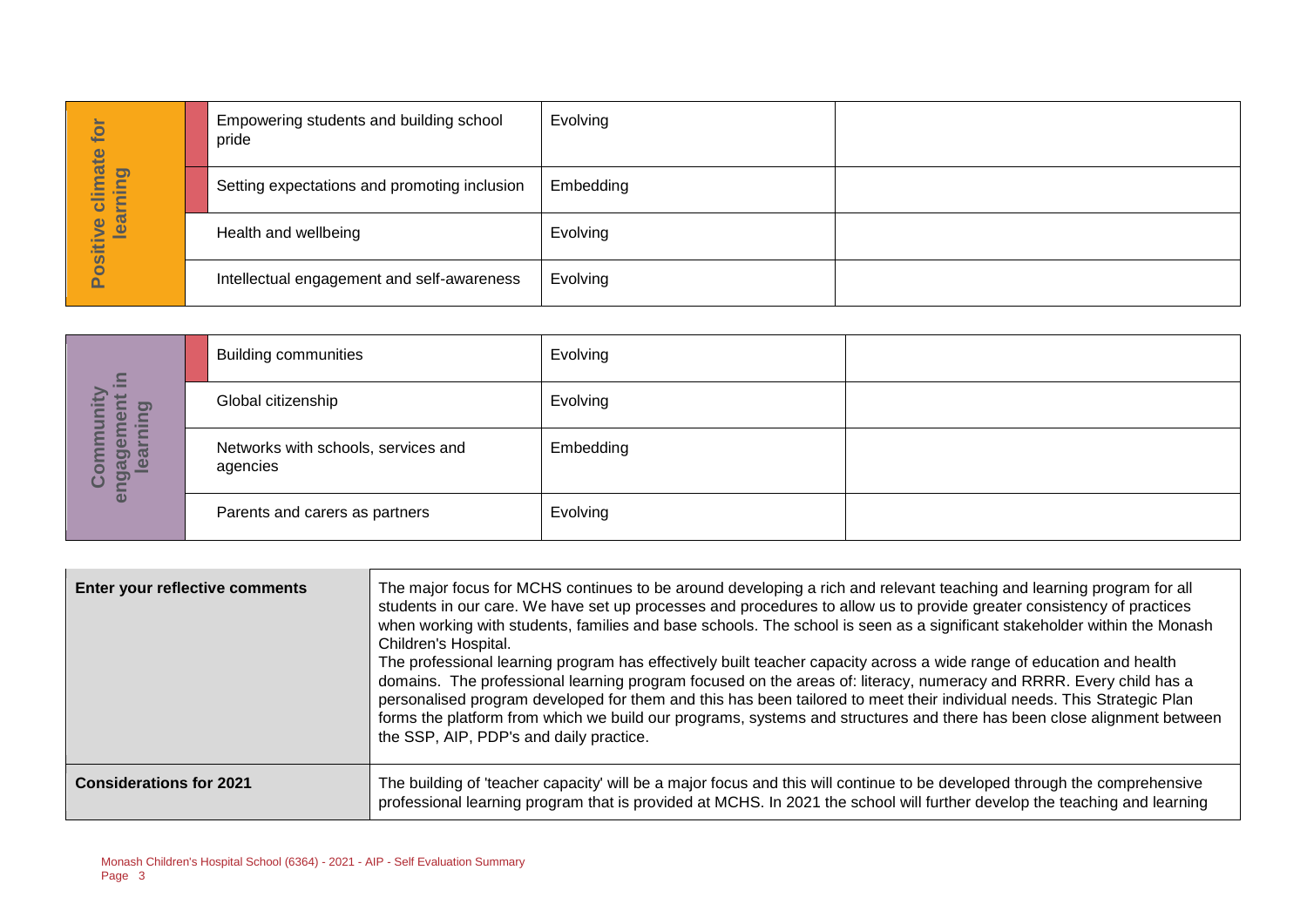| | | | |
|---|---|---|---|
| Positive climate for learning | Empowering students and building school pride | Evolving | |
| | Setting expectations and promoting inclusion | Embedding | |
| | Health and wellbeing | Evolving | |
| | Intellectual engagement and self-awareness | Evolving | |

| | | | |
|---|---|---|---|
| Community engagement in learning | Building communities | Evolving | |
| | Global citizenship | Evolving | |
| | Networks with schools, services and agencies | Embedding | |
| | Parents and carers as partners | Evolving | |

| | |
|---|---|
| **Enter your reflective comments** | The major focus for MCHS continues to be around developing a rich and relevant teaching and learning program for all students in our care. We have set up processes and procedures to allow us to provide greater consistency of practices when working with students, families and base schools. The school is seen as a significant stakeholder within the Monash Children's Hospital.<br>The professional learning program has effectively built teacher capacity across a wide range of education and health domains. The professional learning program focused on the areas of: literacy, numeracy and RRRR. Every child has a personalised program developed for them and this has been tailored to meet their individual needs. This Strategic Plan forms the platform from which we build our programs, systems and structures and there has been close alignment between the SSP, AIP, PDP's and daily practice. |
| **Considerations for 2021** | The building of 'teacher capacity' will be a major focus and this will continue to be developed through the comprehensive professional learning program that is provided at MCHS. In 2021 the school will further develop the teaching and learning |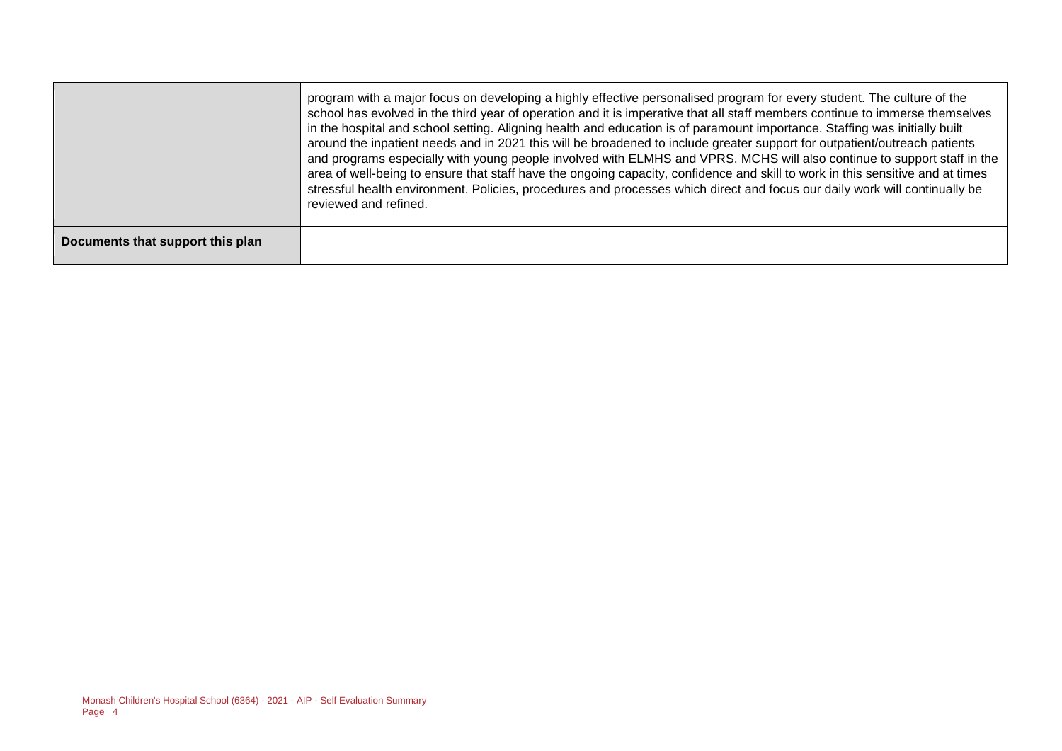| | |
|---|---|
| | program with a major focus on developing a highly effective personalised program for every student. The culture of the school has evolved in the third year of operation and it is imperative that all staff members continue to immerse themselves in the hospital and school setting. Aligning health and education is of paramount importance. Staffing was initially built around the inpatient needs and in 2021 this will be broadened to include greater support for outpatient/outreach patients and programs especially with young people involved with ELMHS and VPRS. MCHS will also continue to support staff in the area of well-being to ensure that staff have the ongoing capacity, confidence and skill to work in this sensitive and at times stressful health environment. Policies, procedures and processes which direct and focus our daily work will continually be reviewed and refined. |
| **Documents that support this plan** | |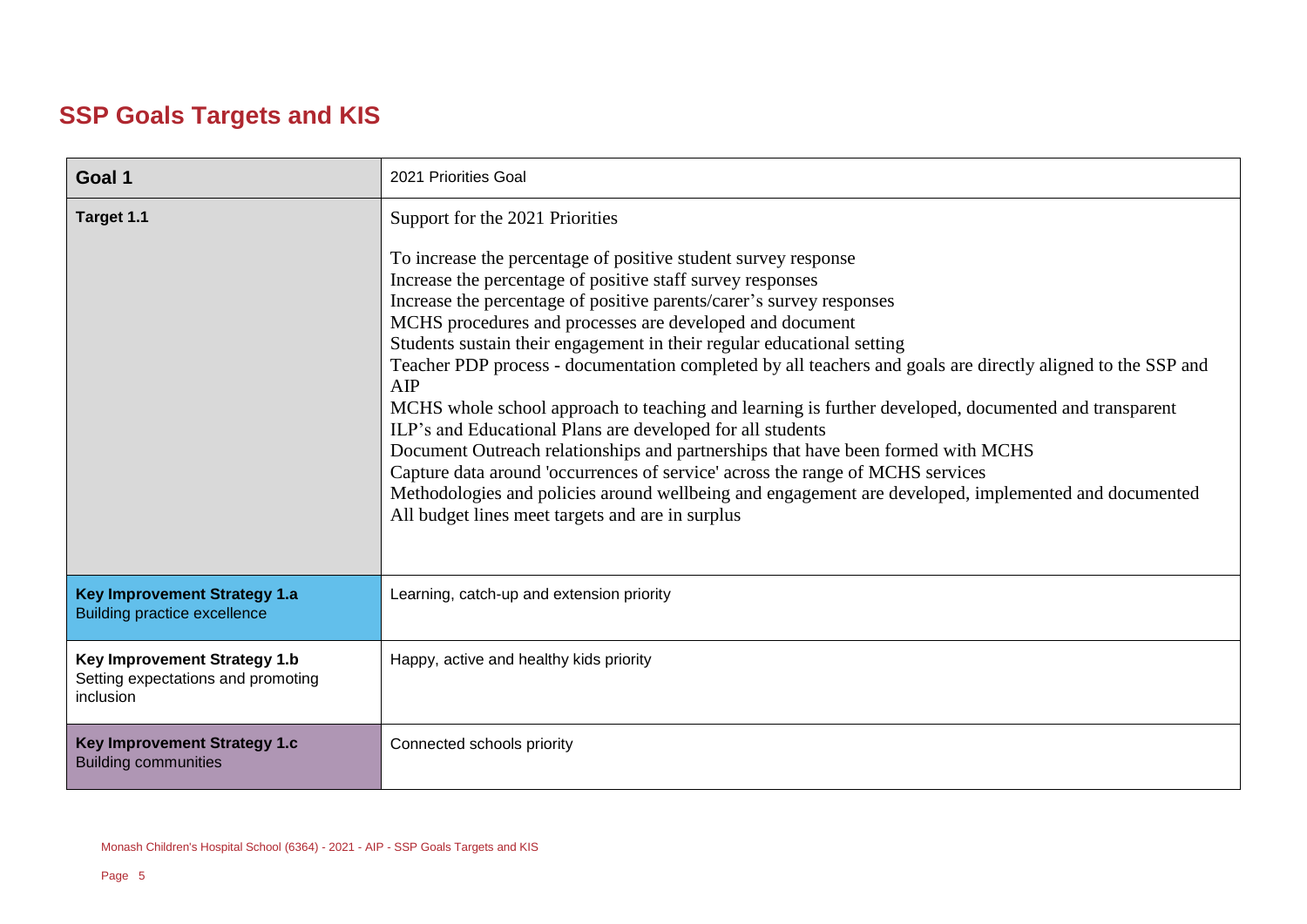## SSP Goals Targets and KIS

| | |
|---|---|
| **Goal 1** | 2021 Priorities Goal |
| **Target 1.1** | Support for the 2021 Priorities<br><br>To increase the percentage of positive student survey response<br>Increase the percentage of positive staff survey responses<br>Increase the percentage of positive parents/carer's survey responses<br>MCHS procedures and processes are developed and document<br>Students sustain their engagement in their regular educational setting<br>Teacher PDP process - documentation completed by all teachers and goals are directly aligned to the SSP and AIP<br>MCHS whole school approach to teaching and learning is further developed, documented and transparent<br>ILP's and Educational Plans are developed for all students<br>Document Outreach relationships and partnerships that have been formed with MCHS<br>Capture data around 'occurrences of service' across the range of MCHS services<br>Methodologies and policies around wellbeing and engagement are developed, implemented and documented<br>All budget lines meet targets and are in surplus |
| **Key Improvement Strategy 1.a**<br>Building practice excellence | Learning, catch-up and extension priority |
| **Key Improvement Strategy 1.b**<br>Setting expectations and promoting inclusion | Happy, active and healthy kids priority |
| **Key Improvement Strategy 1.c**<br>Building communities | Connected schools priority |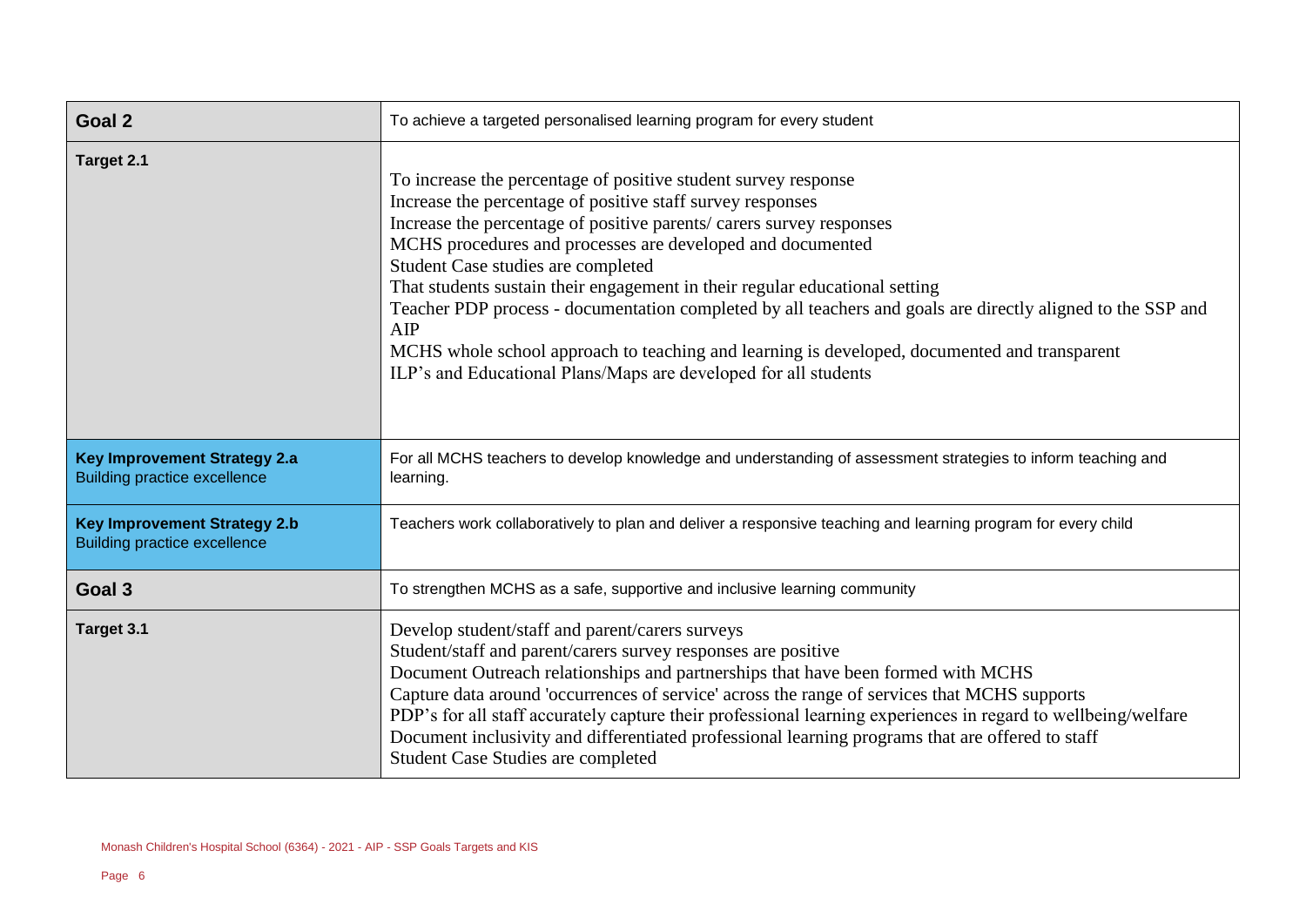| | |
|---|---|
| **Goal 2** | To achieve a targeted personalised learning program for every student |
| **Target 2.1** | To increase the percentage of positive student survey response<br>Increase the percentage of positive staff survey responses<br>Increase the percentage of positive parents/ carers survey responses<br>MCHS procedures and processes are developed and documented<br>Student Case studies are completed<br>That students sustain their engagement in their regular educational setting<br>Teacher PDP process - documentation completed by all teachers and goals are directly aligned to the SSP and AIP<br>MCHS whole school approach to teaching and learning is developed, documented and transparent<br>ILP's and Educational Plans/Maps are developed for all students |
| **Key Improvement Strategy 2.a**<br>Building practice excellence | For all MCHS teachers to develop knowledge and understanding of assessment strategies to inform teaching and learning. |
| **Key Improvement Strategy 2.b**<br>Building practice excellence | Teachers work collaboratively to plan and deliver a responsive teaching and learning program for every child |
| **Goal 3** | To strengthen MCHS as a safe, supportive and inclusive learning community |
| **Target 3.1** | Develop student/staff and parent/carers surveys<br>Student/staff and parent/carers survey responses are positive<br>Document Outreach relationships and partnerships that have been formed with MCHS<br>Capture data around 'occurrences of service' across the range of services that MCHS supports<br>PDP's for all staff accurately capture their professional learning experiences in regard to wellbeing/welfare<br>Document inclusivity and differentiated professional learning programs that are offered to staff<br>Student Case Studies are completed |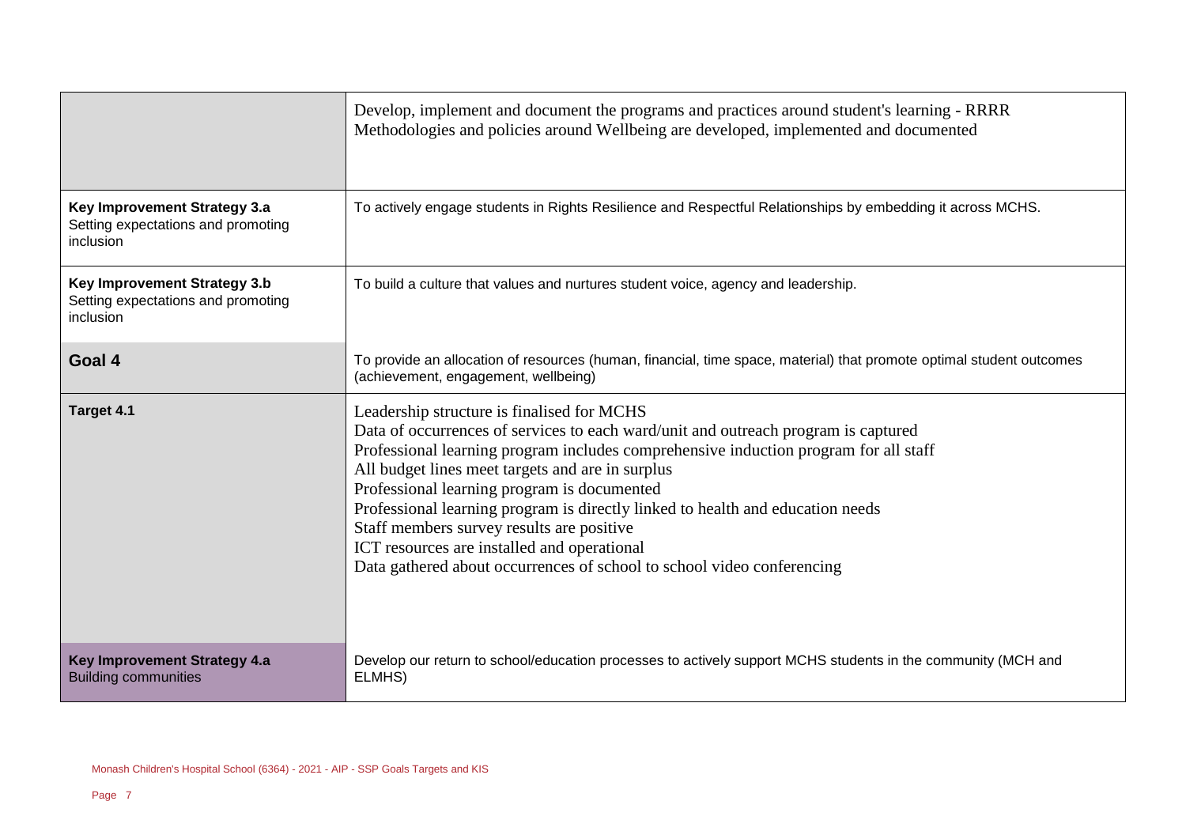| | |
|---|---|
| | Develop, implement and document the programs and practices around student's learning - RRRR<br>Methodologies and policies around Wellbeing are developed, implemented and documented |
| **Key Improvement Strategy 3.a**<br>Setting expectations and promoting inclusion | To actively engage students in Rights Resilience and Respectful Relationships by embedding it across MCHS. |
| **Key Improvement Strategy 3.b**<br>Setting expectations and promoting inclusion | To build a culture that values and nurtures student voice, agency and leadership. |
| **Goal 4** | To provide an allocation of resources (human, financial, time space, material) that promote optimal student outcomes (achievement, engagement, wellbeing) |
| **Target 4.1** | Leadership structure is finalised for MCHS<br>Data of occurrences of services to each ward/unit and outreach program is captured<br>Professional learning program includes comprehensive induction program for all staff<br>All budget lines meet targets and are in surplus<br>Professional learning program is documented<br>Professional learning program is directly linked to health and education needs<br>Staff members survey results are positive<br>ICT resources are installed and operational<br>Data gathered about occurrences of school to school video conferencing |
| **Key Improvement Strategy 4.a**<br>Building communities | Develop our return to school/education processes to actively support MCHS students in the community (MCH and ELMHS) |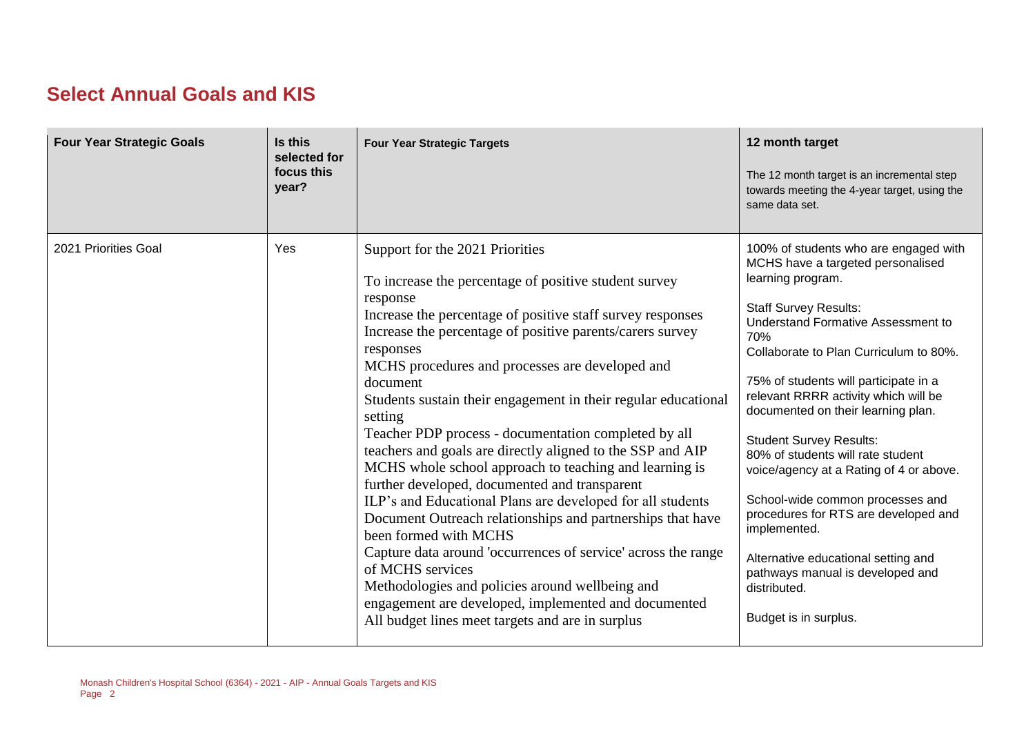## Select Annual Goals and KIS

| Four Year Strategic Goals | Is this selected for focus this year? | Four Year Strategic Targets | 12 month target<br><br>The 12 month target is an incremental step towards meeting the 4-year target, using the same data set. |
|---|---|---|---|
| 2021 Priorities Goal | Yes | Support for the 2021 Priorities<br><br>To increase the percentage of positive student survey response<br>Increase the percentage of positive staff survey responses<br>Increase the percentage of positive parents/carers survey responses<br>MCHS procedures and processes are developed and document<br>Students sustain their engagement in their regular educational setting<br>Teacher PDP process - documentation completed by all teachers and goals are directly aligned to the SSP and AIP<br>MCHS whole school approach to teaching and learning is further developed, documented and transparent<br>ILP's and Educational Plans are developed for all students<br>Document Outreach relationships and partnerships that have been formed with MCHS<br>Capture data around 'occurrences of service' across the range of MCHS services<br>Methodologies and policies around wellbeing and engagement are developed, implemented and documented<br>All budget lines meet targets and are in surplus | 100% of students who are engaged with MCHS have a targeted personalised learning program.<br><br>Staff Survey Results:<br>Understand Formative Assessment to 70%<br>Collaborate to Plan Curriculum to 80%.<br><br>75% of students will participate in a relevant RRRR activity which will be documented on their learning plan.<br><br>Student Survey Results:<br>80% of students will rate student voice/agency at a Rating of 4 or above.<br><br>School-wide common processes and procedures for RTS are developed and implemented.<br><br>Alternative educational setting and pathways manual is developed and distributed.<br><br>Budget is in surplus. |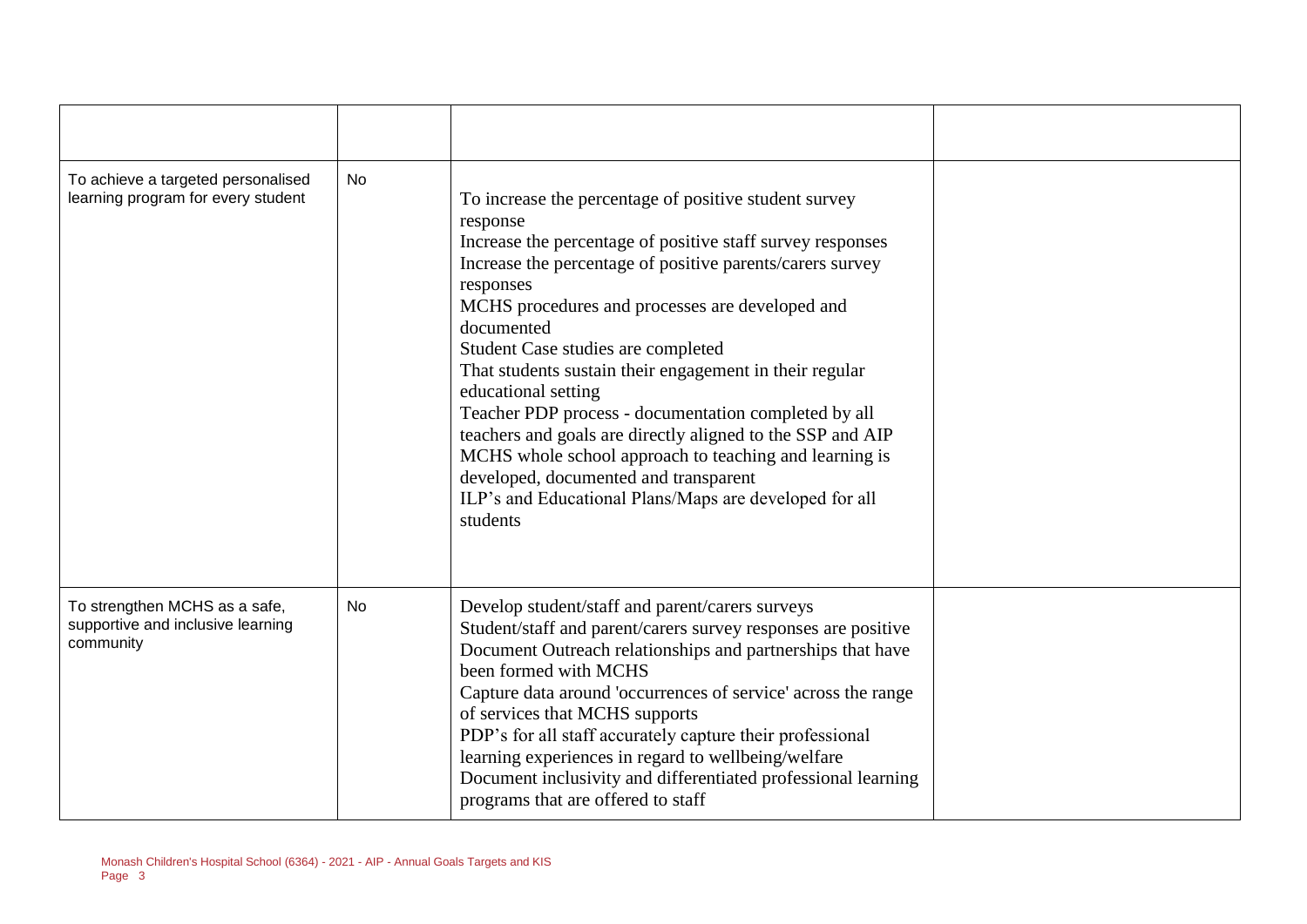| | | | |
|---|---|---|---|
| To achieve a targeted personalised learning program for every student | No | To increase the percentage of positive student survey response<br>Increase the percentage of positive staff survey responses<br>Increase the percentage of positive parents/carers survey responses<br>MCHS procedures and processes are developed and documented<br>Student Case studies are completed<br>That students sustain their engagement in their regular educational setting<br>Teacher PDP process - documentation completed by all teachers and goals are directly aligned to the SSP and AIP<br>MCHS whole school approach to teaching and learning is developed, documented and transparent<br>ILP's and Educational Plans/Maps are developed for all students | |
| To strengthen MCHS as a safe, supportive and inclusive learning community | No | Develop student/staff and parent/carers surveys<br>Student/staff and parent/carers survey responses are positive<br>Document Outreach relationships and partnerships that have been formed with MCHS<br>Capture data around 'occurrences of service' across the range of services that MCHS supports<br>PDP's for all staff accurately capture their professional learning experiences in regard to wellbeing/welfare<br>Document inclusivity and differentiated professional learning programs that are offered to staff | |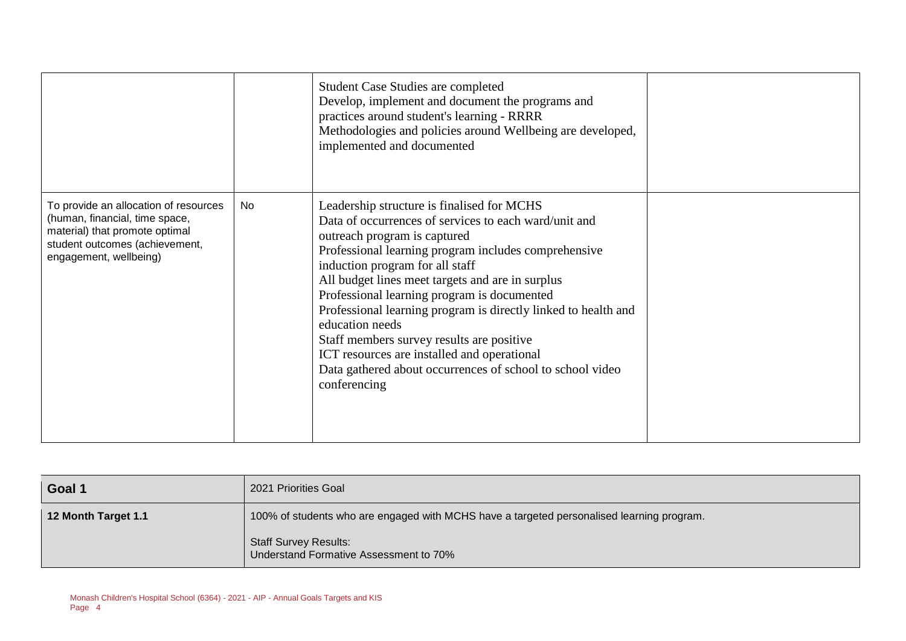| | | | |
|---|---|---|---|
| | | Student Case Studies are completed<br>Develop, implement and document the programs and practices around student's learning - RRRR<br>Methodologies and policies around Wellbeing are developed, implemented and documented | |
| To provide an allocation of resources (human, financial, time space, material) that promote optimal student outcomes (achievement, engagement, wellbeing) | No | Leadership structure is finalised for MCHS<br>Data of occurrences of services to each ward/unit and outreach program is captured<br>Professional learning program includes comprehensive induction program for all staff<br>All budget lines meet targets and are in surplus<br>Professional learning program is documented<br>Professional learning program is directly linked to health and education needs<br>Staff members survey results are positive<br>ICT resources are installed and operational<br>Data gathered about occurrences of school to school video conferencing | |

| **Goal 1** | 2021 Priorities Goal |
|---|---|
| **12 Month Target 1.1** | 100% of students who are engaged with MCHS have a targeted personalised learning program.<br><br>Staff Survey Results:<br>Understand Formative Assessment to 70% |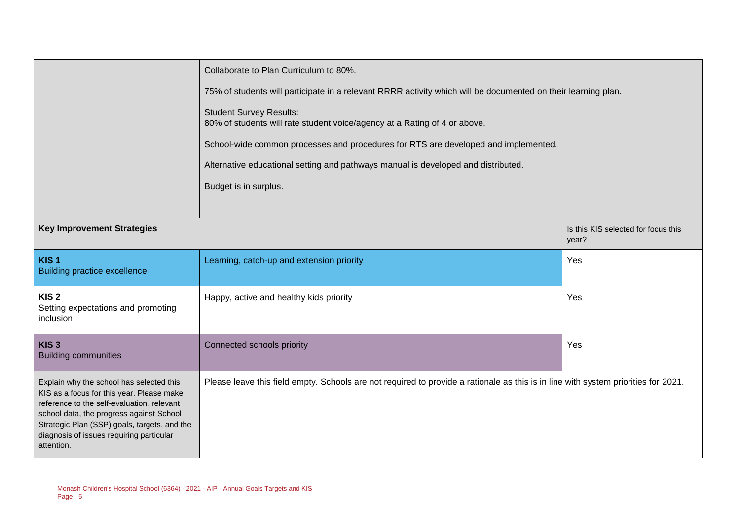| | |
|---|---|
| | Collaborate to Plan Curriculum to 80%.<br><br>75% of students will participate in a relevant RRRR activity which will be documented on their learning plan.<br><br>Student Survey Results:<br>80% of students will rate student voice/agency at a Rating of 4 or above.<br><br>School-wide common processes and procedures for RTS are developed and implemented.<br><br>Alternative educational setting and pathways manual is developed and distributed.<br><br>Budget is in surplus. |

| **Key Improvement Strategies** | | Is this KIS selected for focus this year? |
|---|---|---|
| **KIS 1**<br>Building practice excellence | Learning, catch-up and extension priority | Yes |
| **KIS 2**<br>Setting expectations and promoting inclusion | Happy, active and healthy kids priority | Yes |
| **KIS 3**<br>Building communities | Connected schools priority | Yes |
| Explain why the school has selected this KIS as a focus for this year. Please make reference to the self-evaluation, relevant school data, the progress against School Strategic Plan (SSP) goals, targets, and the diagnosis of issues requiring particular attention. | Please leave this field empty. Schools are not required to provide a rationale as this is in line with system priorities for 2021. | |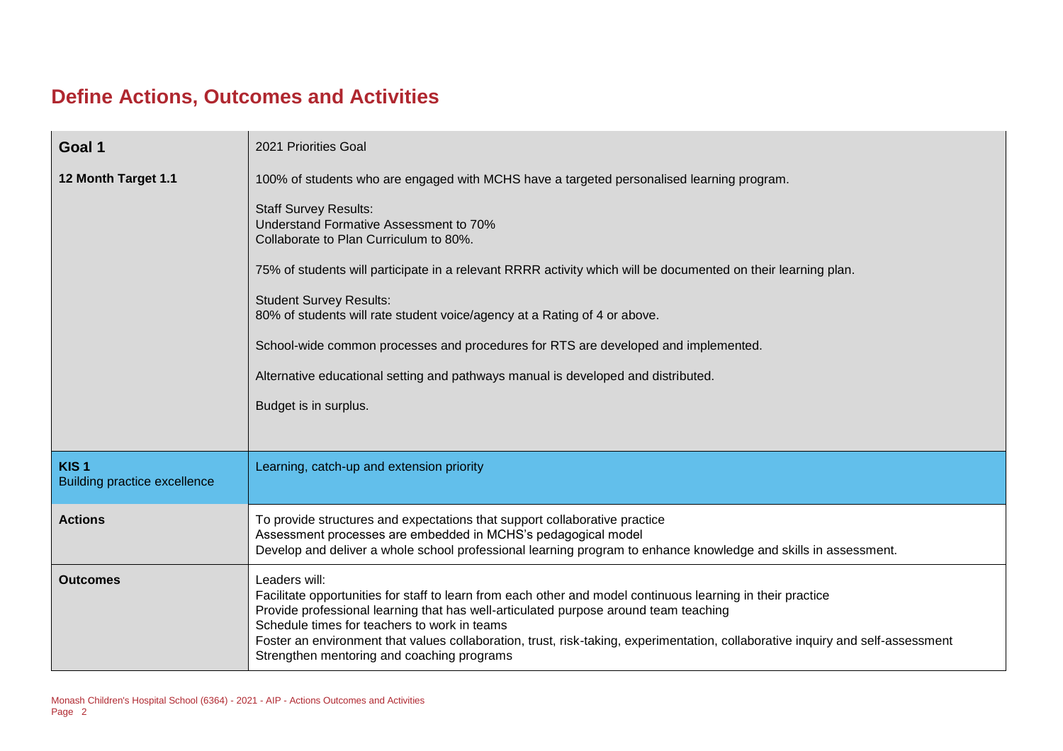# Define Actions, Outcomes and Activities

| | |
|---|---|
| **Goal 1** | 2021 Priorities Goal |
| **12 Month Target 1.1** | 100% of students who are engaged with MCHS have a targeted personalised learning program.<br><br>Staff Survey Results:<br>Understand Formative Assessment to 70%<br>Collaborate to Plan Curriculum to 80%.<br><br>75% of students will participate in a relevant RRRR activity which will be documented on their learning plan.<br><br>Student Survey Results:<br>80% of students will rate student voice/agency at a Rating of 4 or above.<br><br>School-wide common processes and procedures for RTS are developed and implemented.<br><br>Alternative educational setting and pathways manual is developed and distributed.<br><br>Budget is in surplus. |
| **KIS 1**<br>Building practice excellence | Learning, catch-up and extension priority |
| **Actions** | To provide structures and expectations that support collaborative practice<br>Assessment processes are embedded in MCHS's pedagogical model<br>Develop and deliver a whole school professional learning program to enhance knowledge and skills in assessment. |
| **Outcomes** | Leaders will:<br>Facilitate opportunities for staff to learn from each other and model continuous learning in their practice<br>Provide professional learning that has well-articulated purpose around team teaching<br>Schedule times for teachers to work in teams<br>Foster an environment that values collaboration, trust, risk-taking, experimentation, collaborative inquiry and self-assessment<br>Strengthen mentoring and coaching programs |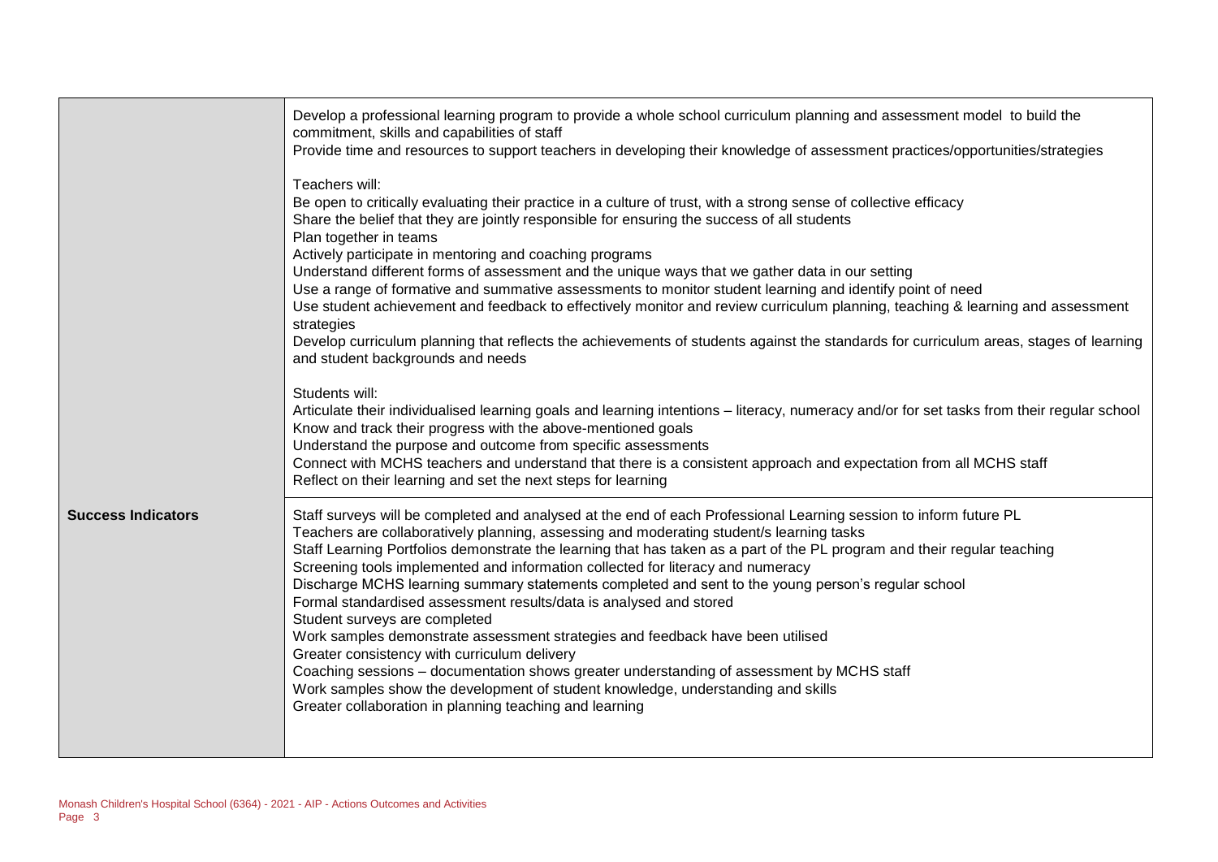| | |
|---|---|
| | Develop a professional learning program to provide a whole school curriculum planning and assessment model to build the commitment, skills and capabilities of staff<br>Provide time and resources to support teachers in developing their knowledge of assessment practices/opportunities/strategies<br><br>Teachers will:<br>Be open to critically evaluating their practice in a culture of trust, with a strong sense of collective efficacy<br>Share the belief that they are jointly responsible for ensuring the success of all students<br>Plan together in teams<br>Actively participate in mentoring and coaching programs<br>Understand different forms of assessment and the unique ways that we gather data in our setting<br>Use a range of formative and summative assessments to monitor student learning and identify point of need<br>Use student achievement and feedback to effectively monitor and review curriculum planning, teaching & learning and assessment strategies<br>Develop curriculum planning that reflects the achievements of students against the standards for curriculum areas, stages of learning and student backgrounds and needs<br><br>Students will:<br>Articulate their individualised learning goals and learning intentions – literacy, numeracy and/or for set tasks from their regular school<br>Know and track their progress with the above-mentioned goals<br>Understand the purpose and outcome from specific assessments<br>Connect with MCHS teachers and understand that there is a consistent approach and expectation from all MCHS staff<br>Reflect on their learning and set the next steps for learning |
| **Success Indicators** | Staff surveys will be completed and analysed at the end of each Professional Learning session to inform future PL<br>Teachers are collaboratively planning, assessing and moderating student/s learning tasks<br>Staff Learning Portfolios demonstrate the learning that has taken as a part of the PL program and their regular teaching<br>Screening tools implemented and information collected for literacy and numeracy<br>Discharge MCHS learning summary statements completed and sent to the young person's regular school<br>Formal standardised assessment results/data is analysed and stored<br>Student surveys are completed<br>Work samples demonstrate assessment strategies and feedback have been utilised<br>Greater consistency with curriculum delivery<br>Coaching sessions – documentation shows greater understanding of assessment by MCHS staff<br>Work samples show the development of student knowledge, understanding and skills<br>Greater collaboration in planning teaching and learning |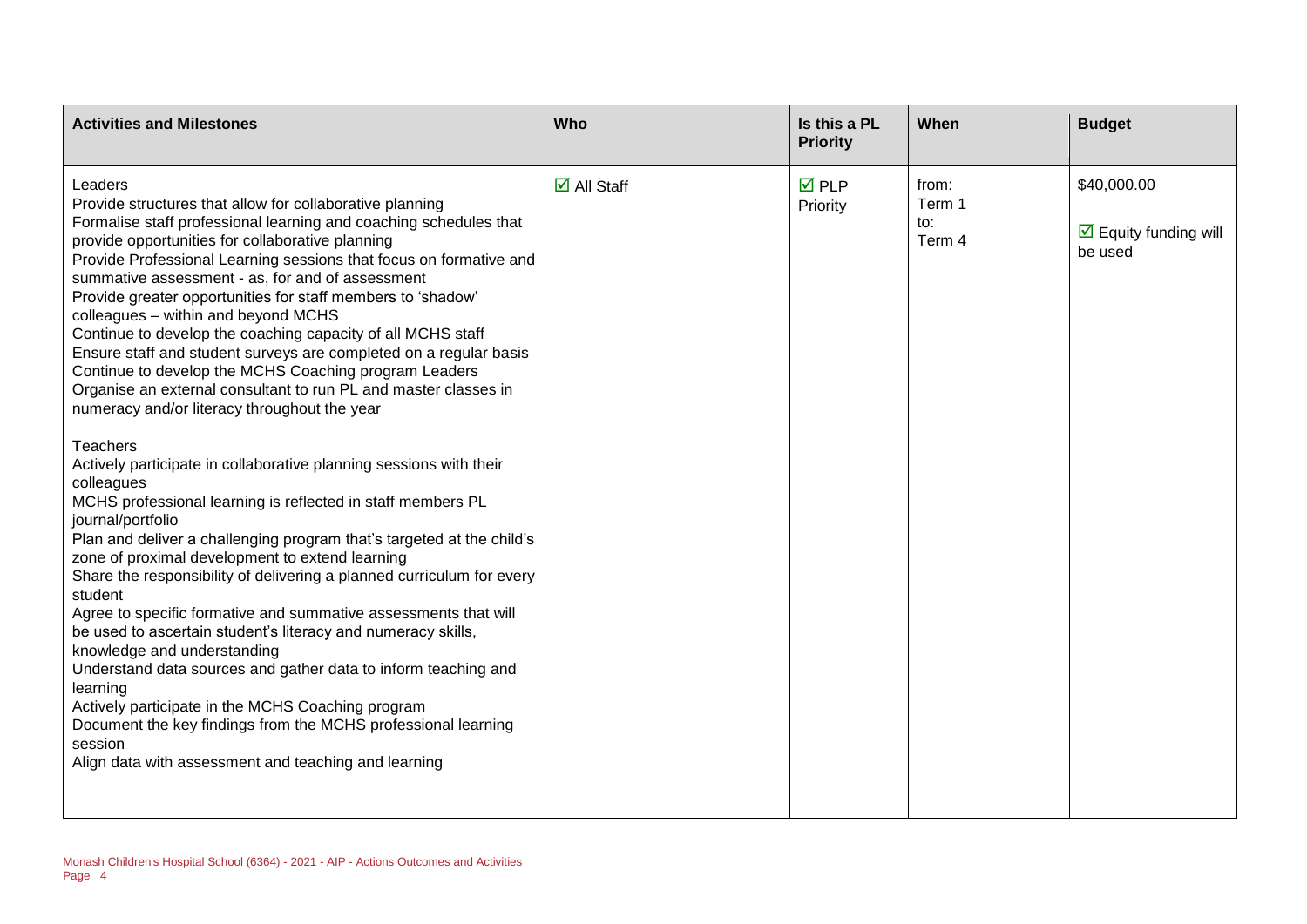| Activities and Milestones | Who | Is this a PL Priority | When | Budget |
|---|---|---|---|---|
| Leaders<br>Provide structures that allow for collaborative planning<br>Formalise staff professional learning and coaching schedules that provide opportunities for collaborative planning<br>Provide Professional Learning sessions that focus on formative and summative assessment - as, for and of assessment<br>Provide greater opportunities for staff members to 'shadow' colleagues – within and beyond MCHS<br>Continue to develop the coaching capacity of all MCHS staff<br>Ensure staff and student surveys are completed on a regular basis<br>Continue to develop the MCHS Coaching program Leaders<br>Organise an external consultant to run PL and master classes in numeracy and/or literacy throughout the year<br><br>Teachers<br>Actively participate in collaborative planning sessions with their colleagues<br>MCHS professional learning is reflected in staff members PL journal/portfolio<br>Plan and deliver a challenging program that's targeted at the child's zone of proximal development to extend learning<br>Share the responsibility of delivering a planned curriculum for every student<br>Agree to specific formative and summative assessments that will be used to ascertain student's literacy and numeracy skills, knowledge and understanding<br>Understand data sources and gather data to inform teaching and learning<br>Actively participate in the MCHS Coaching program<br>Document the key findings from the MCHS professional learning session<br>Align data with assessment and teaching and learning | ☑ All Staff | ☑ PLP Priority | from:<br>Term 1<br>to:<br>Term 4 | $40,000.00<br><br>☑ Equity funding will be used |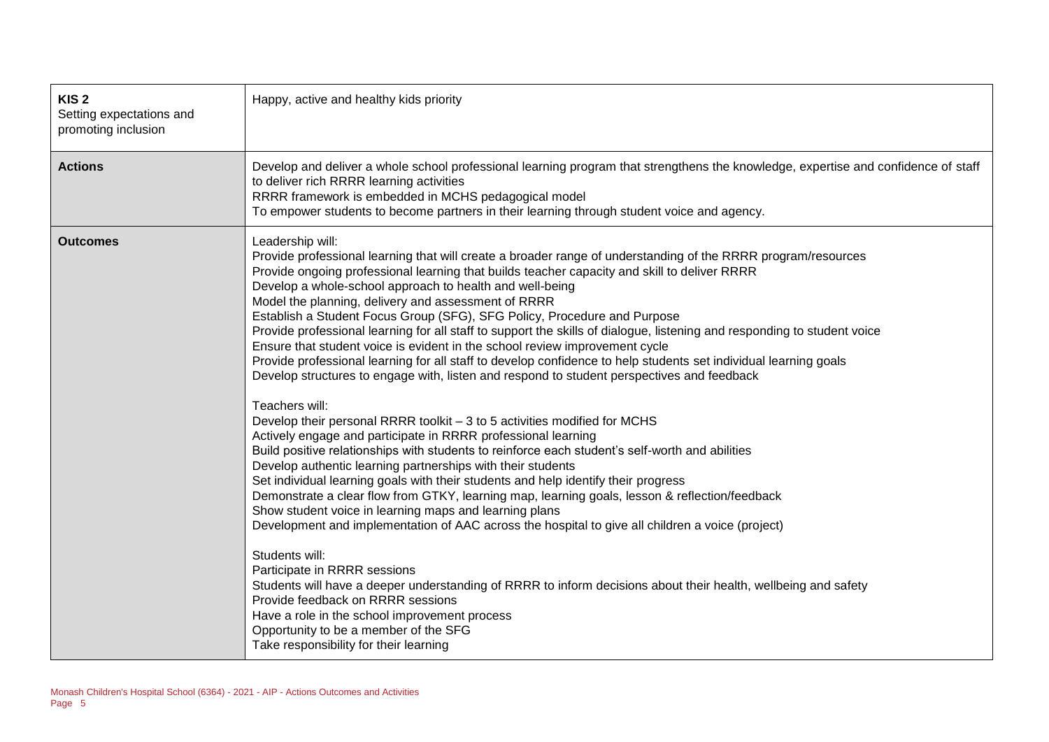| | |
|---|---|
| **KIS 2**<br>Setting expectations and promoting inclusion | Happy, active and healthy kids priority |
| **Actions** | Develop and deliver a whole school professional learning program that strengthens the knowledge, expertise and confidence of staff to deliver rich RRRR learning activities<br>RRRR framework is embedded in MCHS pedagogical model<br>To empower students to become partners in their learning through student voice and agency. |
| **Outcomes** | Leadership will:<br>Provide professional learning that will create a broader range of understanding of the RRRR program/resources<br>Provide ongoing professional learning that builds teacher capacity and skill to deliver RRRR<br>Develop a whole-school approach to health and well-being<br>Model the planning, delivery and assessment of RRRR<br>Establish a Student Focus Group (SFG), SFG Policy, Procedure and Purpose<br>Provide professional learning for all staff to support the skills of dialogue, listening and responding to student voice<br>Ensure that student voice is evident in the school review improvement cycle<br>Provide professional learning for all staff to develop confidence to help students set individual learning goals<br>Develop structures to engage with, listen and respond to student perspectives and feedback<br><br>Teachers will:<br>Develop their personal RRRR toolkit – 3 to 5 activities modified for MCHS<br>Actively engage and participate in RRRR professional learning<br>Build positive relationships with students to reinforce each student's self-worth and abilities<br>Develop authentic learning partnerships with their students<br>Set individual learning goals with their students and help identify their progress<br>Demonstrate a clear flow from GTKY, learning map, learning goals, lesson & reflection/feedback<br>Show student voice in learning maps and learning plans<br>Development and implementation of AAC across the hospital to give all children a voice (project)<br><br>Students will:<br>Participate in RRRR sessions<br>Students will have a deeper understanding of RRRR to inform decisions about their health, wellbeing and safety<br>Provide feedback on RRRR sessions<br>Have a role in the school improvement process<br>Opportunity to be a member of the SFG<br>Take responsibility for their learning |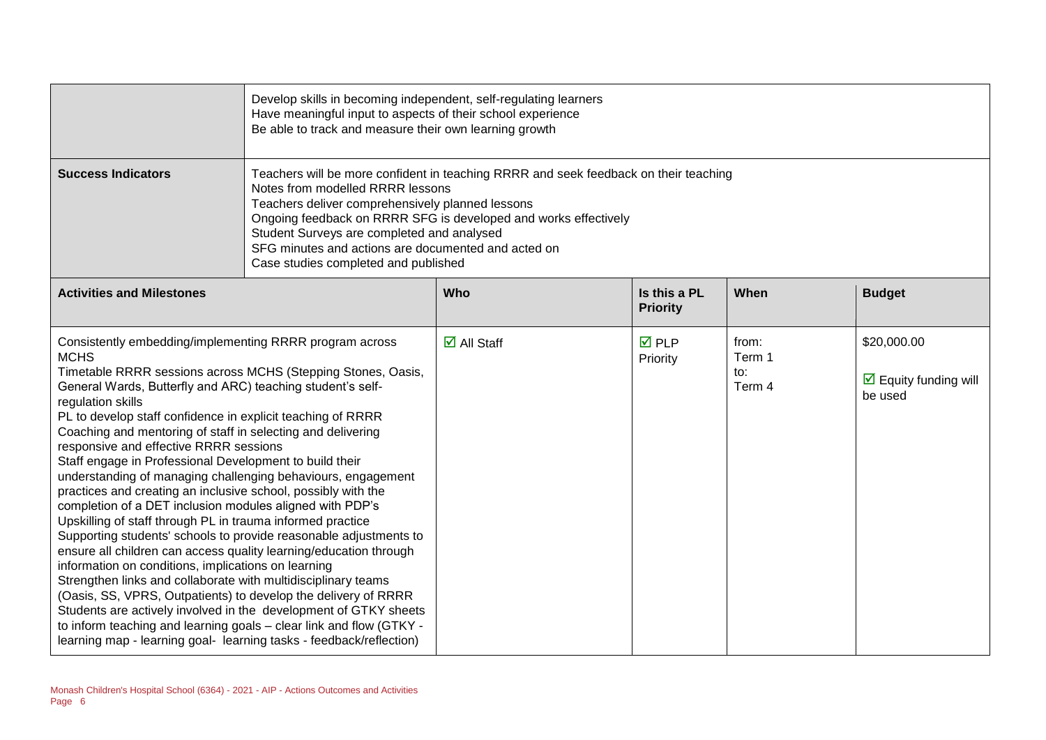| | |
|---|---|
| | Develop skills in becoming independent, self-regulating learners<br>Have meaningful input to aspects of their school experience<br>Be able to track and measure their own learning growth |
| **Success Indicators** | Teachers will be more confident in teaching RRRR and seek feedback on their teaching<br>Notes from modelled RRRR lessons<br>Teachers deliver comprehensively planned lessons<br>Ongoing feedback on RRRR SFG is developed and works effectively<br>Student Surveys are completed and analysed<br>SFG minutes and actions are documented and acted on<br>Case studies completed and published |

| **Activities and Milestones** | **Who** | **Is this a PL Priority** | **When** | **Budget** |
|---|---|---|---|---|
| Consistently embedding/implementing RRRR program across MCHS<br>Timetable RRRR sessions across MCHS (Stepping Stones, Oasis, General Wards, Butterfly and ARC) teaching student's self-regulation skills<br>PL to develop staff confidence in explicit teaching of RRRR<br>Coaching and mentoring of staff in selecting and delivering responsive and effective RRRR sessions<br>Staff engage in Professional Development to build their understanding of managing challenging behaviours, engagement practices and creating an inclusive school, possibly with the completion of a DET inclusion modules aligned with PDP's<br>Upskilling of staff through PL in trauma informed practice<br>Supporting students' schools to provide reasonable adjustments to ensure all children can access quality learning/education through information on conditions, implications on learning<br>Strengthen links and collaborate with multidisciplinary teams (Oasis, SS, VPRS, Outpatients) to develop the delivery of RRRR<br>Students are actively involved in the development of GTKY sheets to inform teaching and learning goals – clear link and flow (GTKY - learning map - learning goal- learning tasks - feedback/reflection) | ☑ All Staff | ☑ PLP Priority | from: Term 1 to: Term 4 | \$20,000.00<br>☑ Equity funding will be used |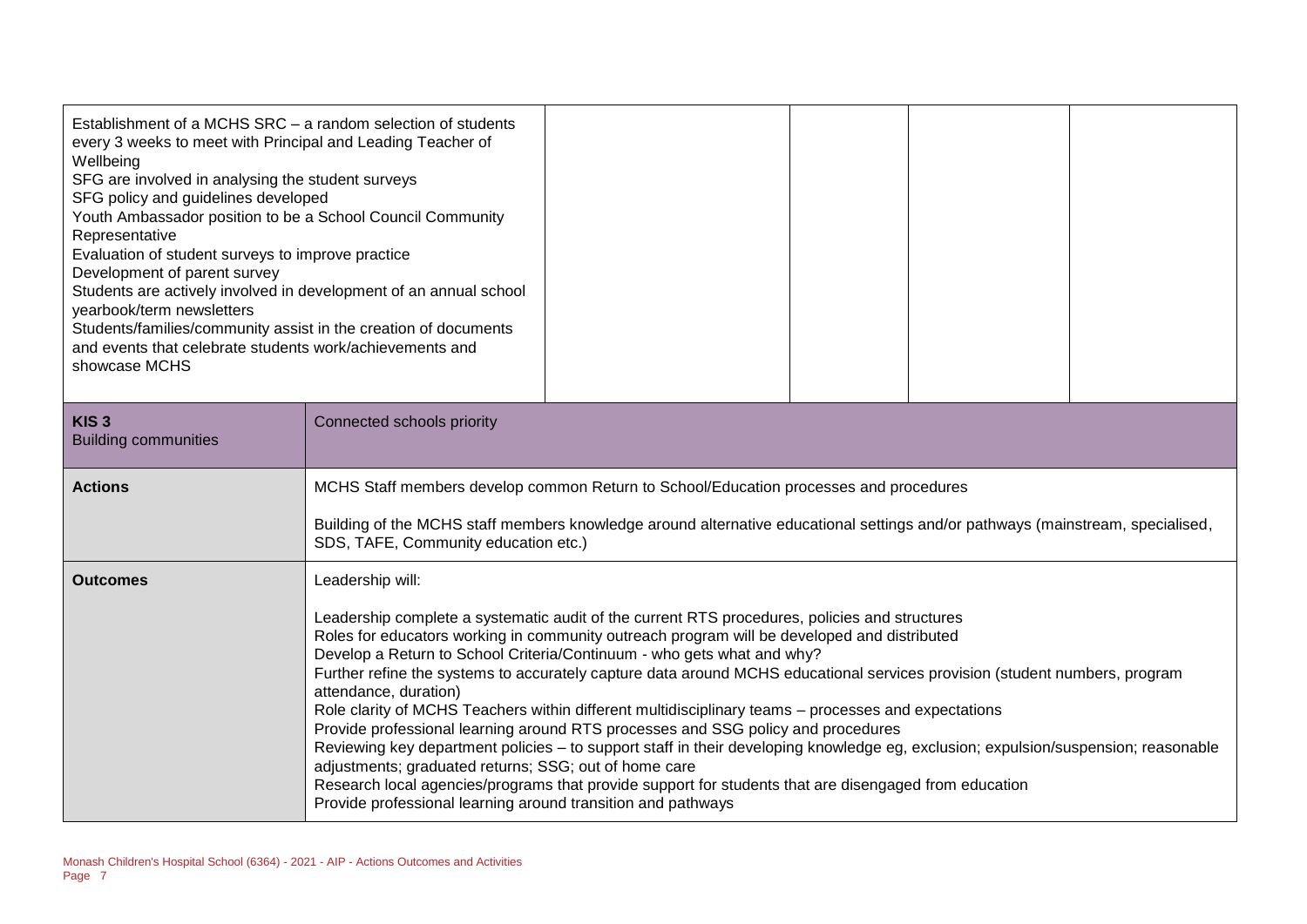| | | | | | |
|---|---|---|---|---|---|
| Establishment of a MCHS SRC – a random selection of students every 3 weeks to meet with Principal and Leading Teacher of Wellbeing<br>SFG are involved in analysing the student surveys<br>SFG policy and guidelines developed<br>Youth Ambassador position to be a School Council Community Representative<br>Evaluation of student surveys to improve practice<br>Development of parent survey<br>Students are actively involved in development of an annual school yearbook/term newsletters<br>Students/families/community assist in the creation of documents and events that celebrate students work/achievements and showcase MCHS | | | | | |

| | |
|---|---|
| **KIS 3**<br>Building communities | Connected schools priority |
| **Actions** | MCHS Staff members develop common Return to School/Education processes and procedures<br><br>Building of the MCHS staff members knowledge around alternative educational settings and/or pathways (mainstream, specialised, SDS, TAFE, Community education etc.) |
| **Outcomes** | Leadership will:<br><br>Leadership complete a systematic audit of the current RTS procedures, policies and structures<br>Roles for educators working in community outreach program will be developed and distributed<br>Develop a Return to School Criteria/Continuum - who gets what and why?<br>Further refine the systems to accurately capture data around MCHS educational services provision (student numbers, program attendance, duration)<br>Role clarity of MCHS Teachers within different multidisciplinary teams – processes and expectations<br>Provide professional learning around RTS processes and SSG policy and procedures<br>Reviewing key department policies – to support staff in their developing knowledge eg, exclusion; expulsion/suspension; reasonable adjustments; graduated returns; SSG; out of home care<br>Research local agencies/programs that provide support for students that are disengaged from education<br>Provide professional learning around transition and pathways |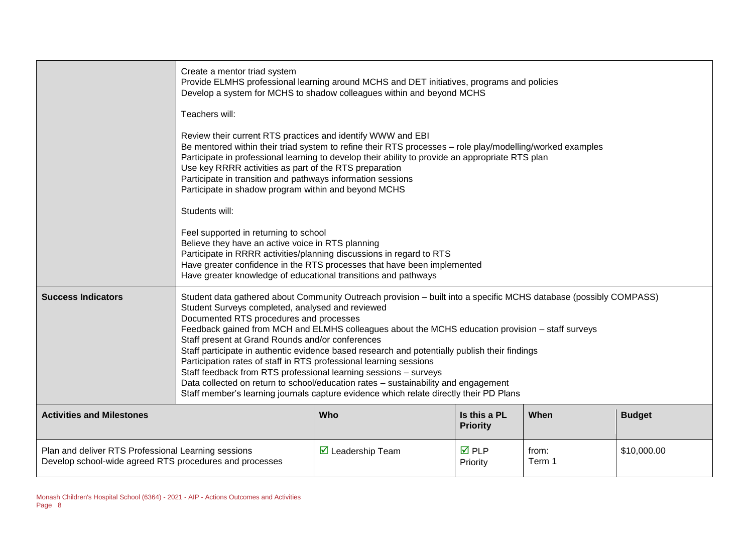| | | | | | |
|---|---|---|---|---|---|
| | Create a mentor triad system<br>Provide ELMHS professional learning around MCHS and DET initiatives, programs and policies<br>Develop a system for MCHS to shadow colleagues within and beyond MCHS<br><br>Teachers will:<br><br>Review their current RTS practices and identify WWW and EBI<br>Be mentored within their triad system to refine their RTS processes – role play/modelling/worked examples<br>Participate in professional learning to develop their ability to provide an appropriate RTS plan<br>Use key RRRR activities as part of the RTS preparation<br>Participate in transition and pathways information sessions<br>Participate in shadow program within and beyond MCHS<br><br>Students will:<br><br>Feel supported in returning to school<br>Believe they have an active voice in RTS planning<br>Participate in RRRR activities/planning discussions in regard to RTS<br>Have greater confidence in the RTS processes that have been implemented<br>Have greater knowledge of educational transitions and pathways | | | | |
| **Success Indicators** | Student data gathered about Community Outreach provision – built into a specific MCHS database (possibly COMPASS)<br>Student Surveys completed, analysed and reviewed<br>Documented RTS procedures and processes<br>Feedback gained from MCH and ELMHS colleagues about the MCHS education provision – staff surveys<br>Staff present at Grand Rounds and/or conferences<br>Staff participate in authentic evidence based research and potentially publish their findings<br>Participation rates of staff in RTS professional learning sessions<br>Staff feedback from RTS professional learning sessions – surveys<br>Data collected on return to school/education rates – sustainability and engagement<br>Staff member's learning journals capture evidence which relate directly their PD Plans | | | | |
| **Activities and Milestones** | | **Who** | **Is this a PL Priority** | **When** | **Budget** |
| Plan and deliver RTS Professional Learning sessions<br>Develop school-wide agreed RTS procedures and processes | | ☑ Leadership Team | ☑ PLP Priority | from:<br>Term 1 | $10,000.00 |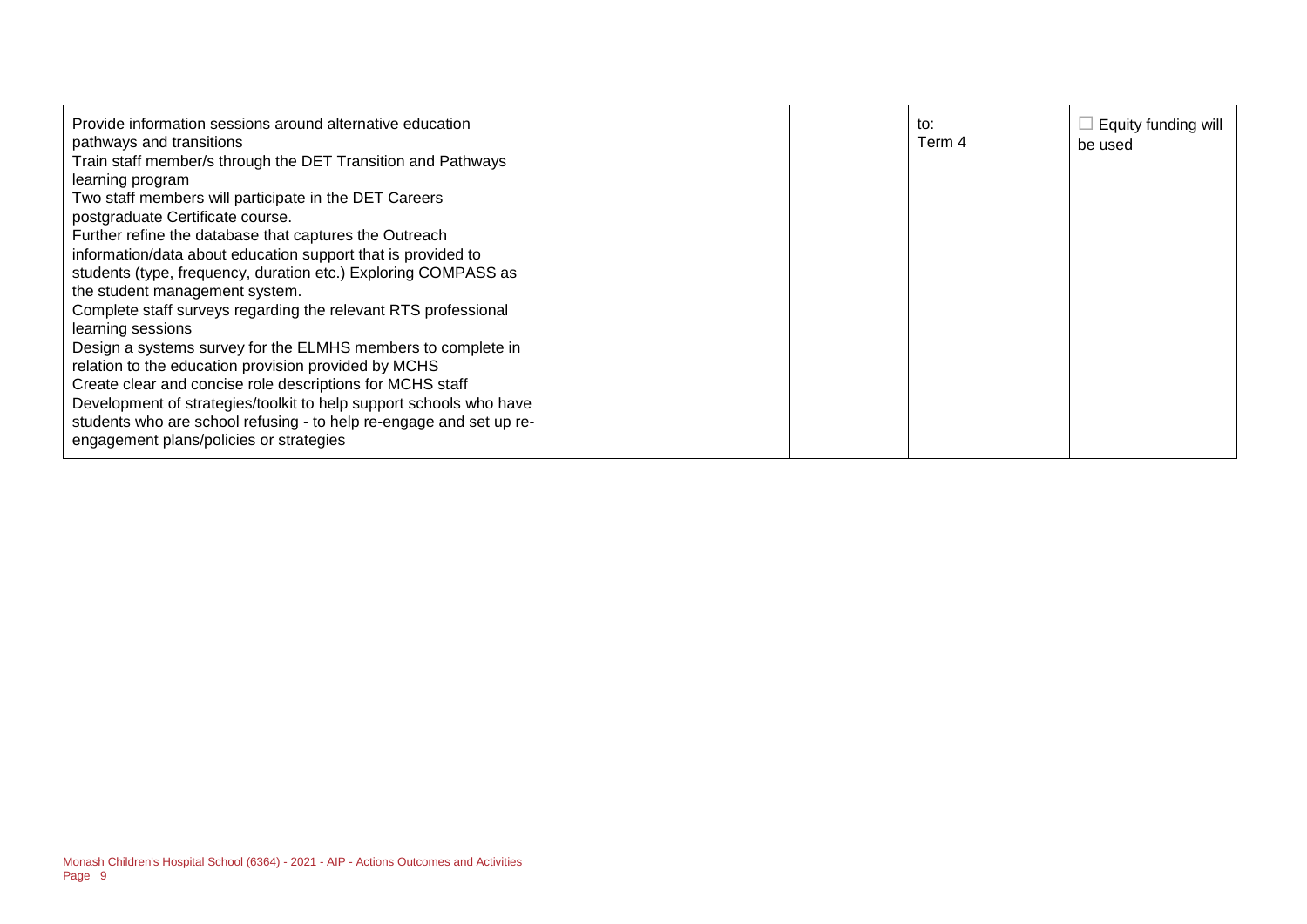| | | | | |
|---|---|---|---|---|
| Provide information sessions around alternative education pathways and transitions<br>Train staff member/s through the DET Transition and Pathways learning program<br>Two staff members will participate in the DET Careers postgraduate Certificate course.<br>Further refine the database that captures the Outreach information/data about education support that is provided to students (type, frequency, duration etc.) Exploring COMPASS as the student management system.<br>Complete staff surveys regarding the relevant RTS professional learning sessions<br>Design a systems survey for the ELMHS members to complete in relation to the education provision provided by MCHS<br>Create clear and concise role descriptions for MCHS staff<br>Development of strategies/toolkit to help support schools who have students who are school refusing - to help re-engage and set up re-engagement plans/policies or strategies | | | to:<br>Term 4 | ☐ Equity funding will be used |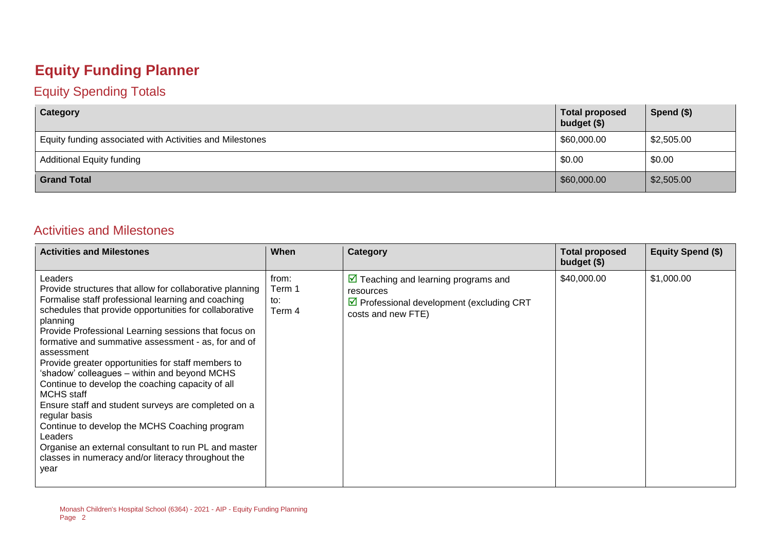# Equity Funding Planner

## Equity Spending Totals

| Category | Total proposed budget ($) | Spend ($) |
|---|---|---|
| Equity funding associated with Activities and Milestones | $60,000.00 | $2,505.00 |
| Additional Equity funding | $0.00 | $0.00 |
| **Grand Total** | $60,000.00 | $2,505.00 |

## Activities and Milestones

| Activities and Milestones | When | Category | Total proposed budget ($) | Equity Spend ($) |
|---|---|---|---|---|
| Leaders<br>Provide structures that allow for collaborative planning<br>Formalise staff professional learning and coaching schedules that provide opportunities for collaborative planning<br>Provide Professional Learning sessions that focus on formative and summative assessment - as, for and of assessment<br>Provide greater opportunities for staff members to 'shadow' colleagues – within and beyond MCHS<br>Continue to develop the coaching capacity of all MCHS staff<br>Ensure staff and student surveys are completed on a regular basis<br>Continue to develop the MCHS Coaching program<br>Leaders<br>Organise an external consultant to run PL and master classes in numeracy and/or literacy throughout the year | from: Term 1<br>to: Term 4 | ☑ Teaching and learning programs and resources<br>☑ Professional development (excluding CRT costs and new FTE) | $40,000.00 | $1,000.00 |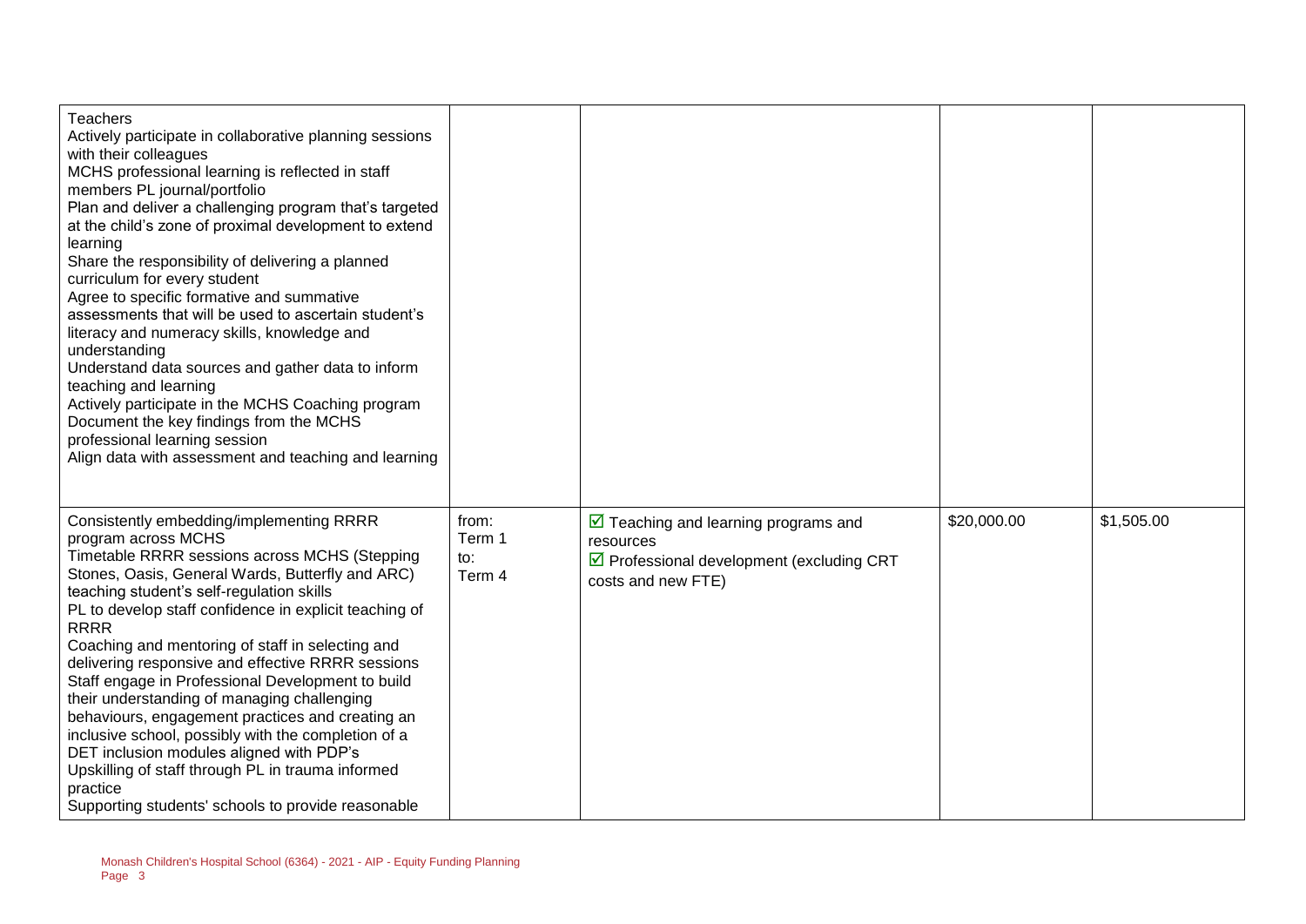| | | | | |
|---|---|---|---|---|
| Teachers<br>Actively participate in collaborative planning sessions with their colleagues<br>MCHS professional learning is reflected in staff members PL journal/portfolio<br>Plan and deliver a challenging program that's targeted at the child's zone of proximal development to extend learning<br>Share the responsibility of delivering a planned curriculum for every student<br>Agree to specific formative and summative assessments that will be used to ascertain student's literacy and numeracy skills, knowledge and understanding<br>Understand data sources and gather data to inform teaching and learning<br>Actively participate in the MCHS Coaching program<br>Document the key findings from the MCHS professional learning session<br>Align data with assessment and teaching and learning | | | | |
| Consistently embedding/implementing RRRR program across MCHS<br>Timetable RRRR sessions across MCHS (Stepping Stones, Oasis, General Wards, Butterfly and ARC) teaching student's self-regulation skills<br>PL to develop staff confidence in explicit teaching of RRRR<br>Coaching and mentoring of staff in selecting and delivering responsive and effective RRRR sessions<br>Staff engage in Professional Development to build their understanding of managing challenging behaviours, engagement practices and creating an inclusive school, possibly with the completion of a DET inclusion modules aligned with PDP's<br>Upskilling of staff through PL in trauma informed practice<br>Supporting students' schools to provide reasonable | from:<br>Term 1<br>to:<br>Term 4 | ☑ Teaching and learning programs and resources<br>☑ Professional development (excluding CRT costs and new FTE) | $20,000.00 | $1,505.00 |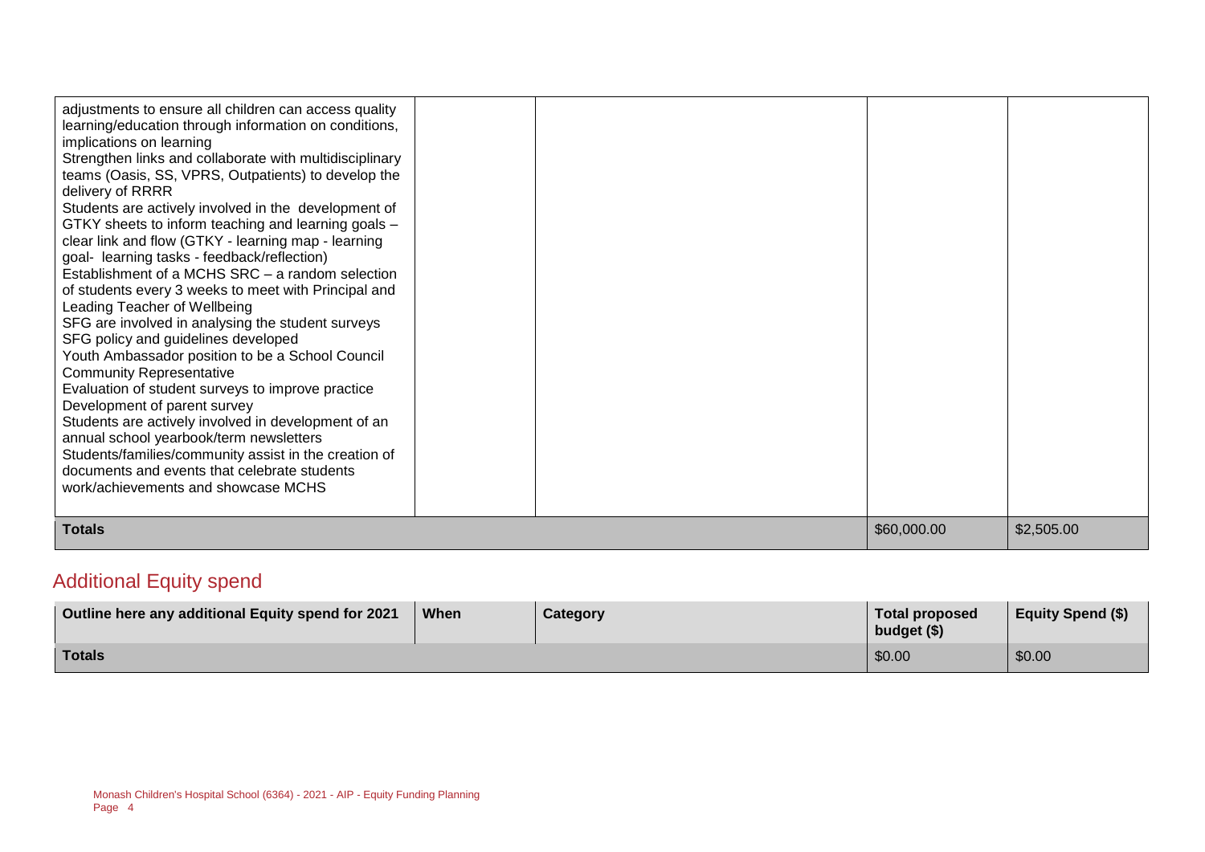| | | | | |
|---|---|---|---|---|
| adjustments to ensure all children can access quality learning/education through information on conditions, implications on learning<br>Strengthen links and collaborate with multidisciplinary teams (Oasis, SS, VPRS, Outpatients) to develop the delivery of RRRR<br>Students are actively involved in the development of GTKY sheets to inform teaching and learning goals – clear link and flow (GTKY - learning map - learning goal- learning tasks - feedback/reflection)<br>Establishment of a MCHS SRC – a random selection of students every 3 weeks to meet with Principal and Leading Teacher of Wellbeing<br>SFG are involved in analysing the student surveys<br>SFG policy and guidelines developed<br>Youth Ambassador position to be a School Council Community Representative<br>Evaluation of student surveys to improve practice<br>Development of parent survey<br>Students are actively involved in development of an annual school yearbook/term newsletters<br>Students/families/community assist in the creation of documents and events that celebrate students work/achievements and showcase MCHS | | | | |
| **Totals** | | | $60,000.00 | $2,505.00 |

## Additional Equity spend

| Outline here any additional Equity spend for 2021 | When | Category | Total proposed budget ($) | Equity Spend ($) |
|---|---|---|---|---|
| **Totals** | | | $0.00 | $0.00 |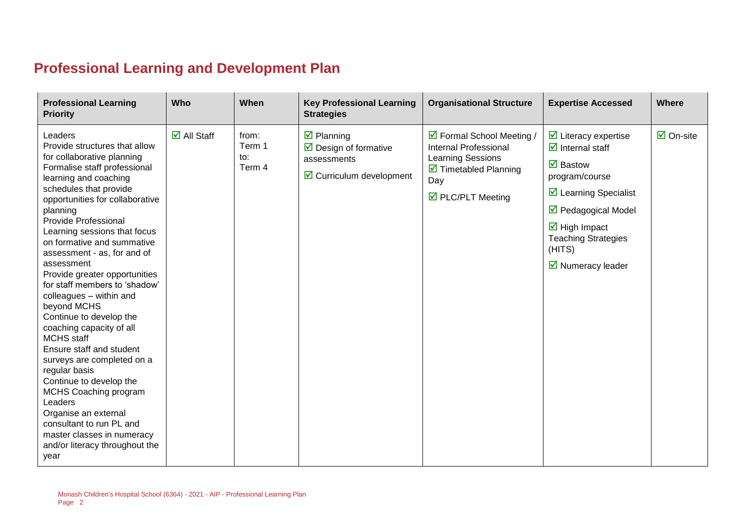## Professional Learning and Development Plan

| Professional Learning Priority | Who | When | Key Professional Learning Strategies | Organisational Structure | Expertise Accessed | Where |
|---|---|---|---|---|---|---|
| Leaders<br>Provide structures that allow for collaborative planning<br>Formalise staff professional learning and coaching schedules that provide opportunities for collaborative planning<br>Provide Professional Learning sessions that focus on formative and summative assessment - as, for and of assessment<br>Provide greater opportunities for staff members to 'shadow' colleagues – within and beyond MCHS<br>Continue to develop the coaching capacity of all MCHS staff<br>Ensure staff and student surveys are completed on a regular basis<br>Continue to develop the MCHS Coaching program<br>Leaders<br>Organise an external consultant to run PL and master classes in numeracy and/or literacy throughout the year | ☑ All Staff | from:<br>Term 1<br>to:<br>Term 4 | ☑ Planning<br>☑ Design of formative assessments<br>☑ Curriculum development | ☑ Formal School Meeting / Internal Professional Learning Sessions<br>☑ Timetabled Planning Day<br>☑ PLC/PLT Meeting | ☑ Literacy expertise<br>☑ Internal staff<br>☑ Bastow program/course<br>☑ Learning Specialist<br>☑ Pedagogical Model<br>☑ High Impact Teaching Strategies (HITS)<br>☑ Numeracy leader | ☑ On-site |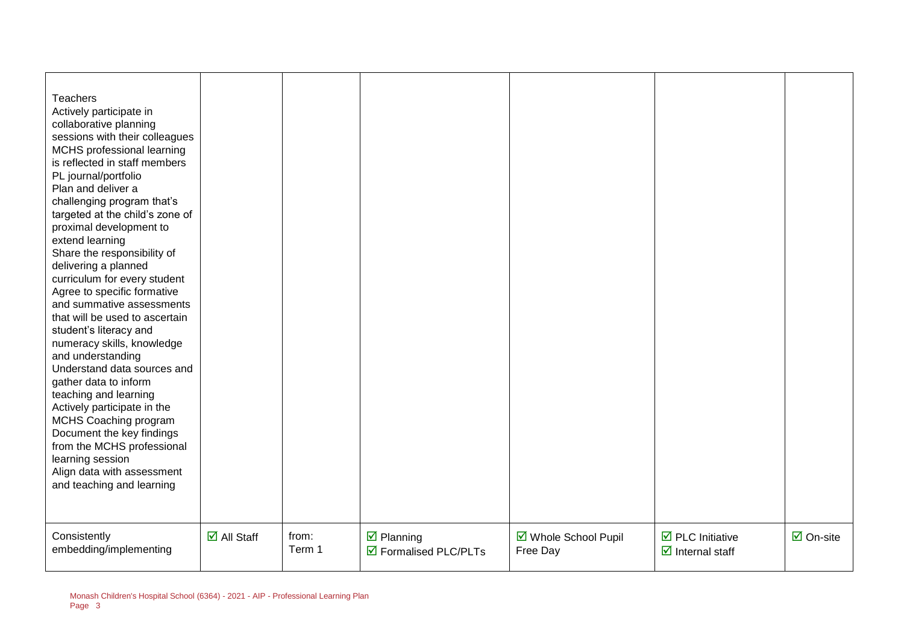| | | | | | | |
|---|---|---|---|---|---|---|
| Teachers<br>Actively participate in collaborative planning sessions with their colleagues<br>MCHS professional learning is reflected in staff members PL journal/portfolio<br>Plan and deliver a challenging program that's targeted at the child's zone of proximal development to extend learning<br>Share the responsibility of delivering a planned curriculum for every student<br>Agree to specific formative and summative assessments that will be used to ascertain student's literacy and numeracy skills, knowledge and understanding<br>Understand data sources and gather data to inform teaching and learning<br>Actively participate in the MCHS Coaching program<br>Document the key findings from the MCHS professional learning session<br>Align data with assessment and teaching and learning | | | | | | |
| Consistently embedding/implementing | ☑ All Staff | from: Term 1 | ☑ Planning<br>☑ Formalised PLC/PLTs | ☑ Whole School Pupil Free Day | ☑ PLC Initiative<br>☑ Internal staff | ☑ On-site |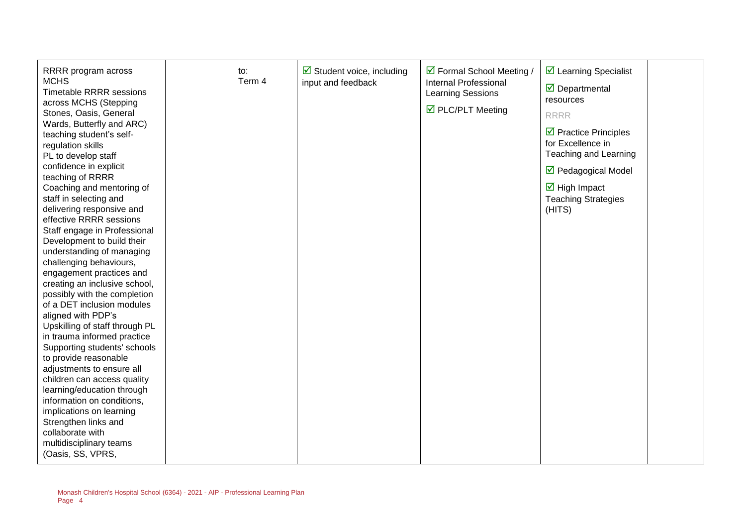| | | | | | | |
|---|---|---|---|---|---|---|
| RRRR program across MCHS<br>Timetable RRRR sessions across MCHS (Stepping Stones, Oasis, General Wards, Butterfly and ARC) teaching student's self-regulation skills<br>PL to develop staff confidence in explicit teaching of RRRR<br>Coaching and mentoring of staff in selecting and delivering responsive and effective RRRR sessions<br>Staff engage in Professional Development to build their understanding of managing challenging behaviours, engagement practices and creating an inclusive school, possibly with the completion of a DET inclusion modules aligned with PDP's<br>Upskilling of staff through PL in trauma informed practice<br>Supporting students' schools to provide reasonable adjustments to ensure all children can access quality learning/education through information on conditions, implications on learning<br>Strengthen links and collaborate with multidisciplinary teams (Oasis, SS, VPRS, | | to:<br>Term 4 | ☑ Student voice, including input and feedback | ☑ Formal School Meeting / Internal Professional Learning Sessions<br>☑ PLC/PLT Meeting | ☑ Learning Specialist<br>☑ Departmental resources<br>RRRR<br>☑ Practice Principles for Excellence in Teaching and Learning<br>☑ Pedagogical Model<br>☑ High Impact Teaching Strategies (HITS) | |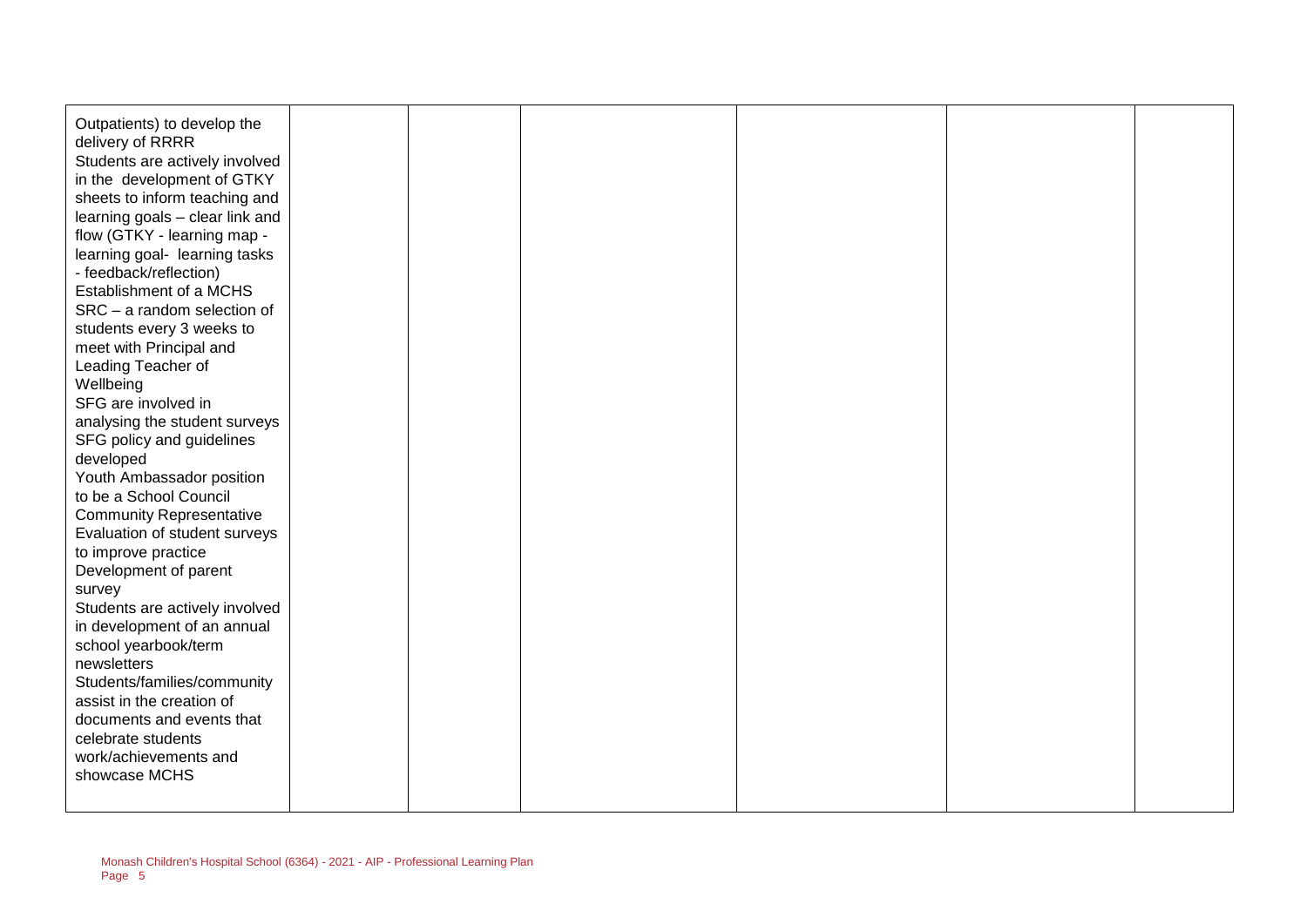| | | | | | | |
|---|---|---|---|---|---|---|
| Outpatients) to develop the delivery of RRRR<br>Students are actively involved in the development of GTKY sheets to inform teaching and learning goals – clear link and flow (GTKY - learning map - learning goal- learning tasks - feedback/reflection)<br>Establishment of a MCHS SRC – a random selection of students every 3 weeks to meet with Principal and Leading Teacher of Wellbeing<br>SFG are involved in analysing the student surveys<br>SFG policy and guidelines developed<br>Youth Ambassador position to be a School Council Community Representative<br>Evaluation of student surveys to improve practice<br>Development of parent survey<br>Students are actively involved in development of an annual school yearbook/term newsletters<br>Students/families/community assist in the creation of documents and events that celebrate students work/achievements and showcase MCHS | | | | | | |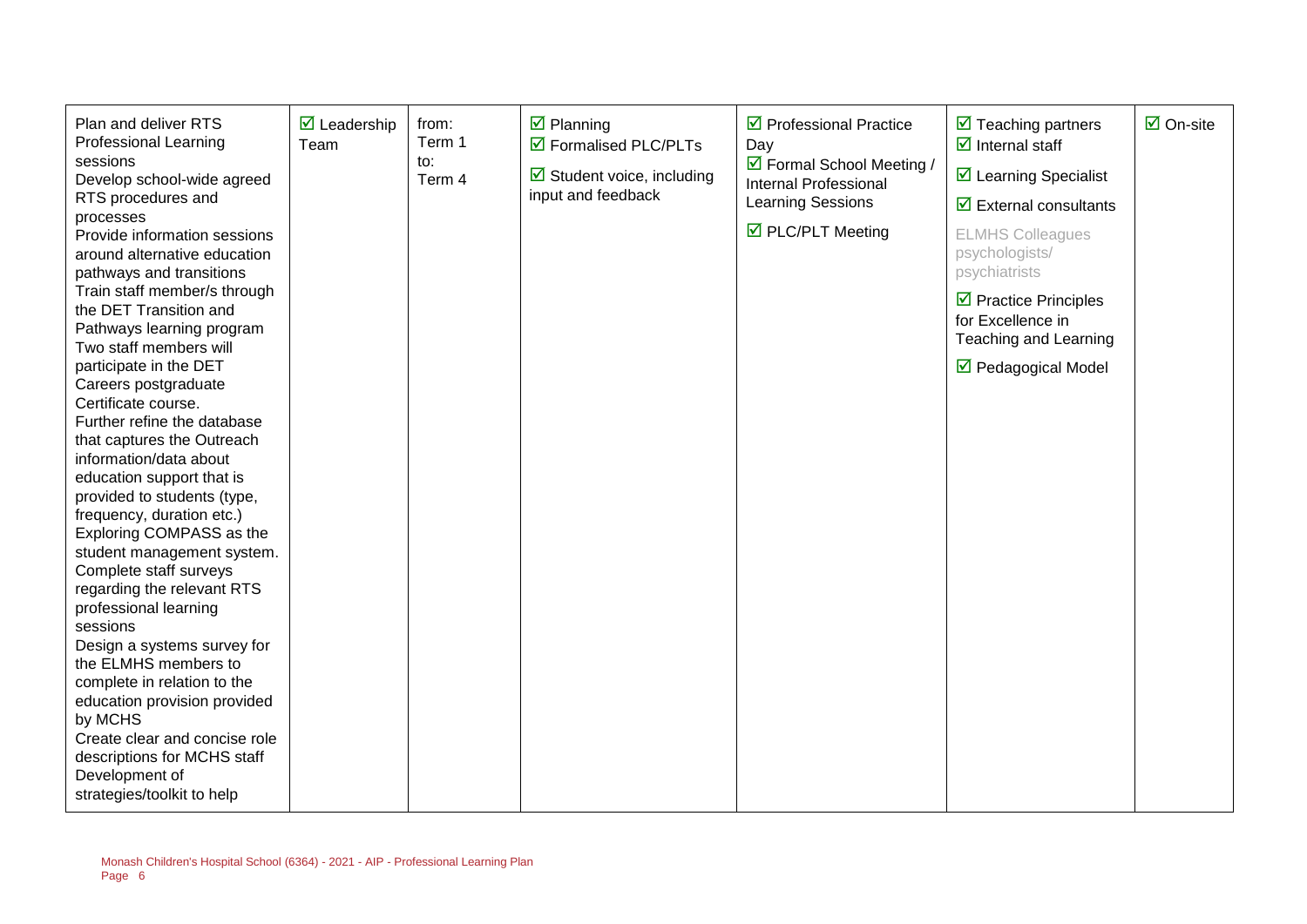| | | | | | | |
|---|---|---|---|---|---|---|
| Plan and deliver RTS Professional Learning sessions<br>Develop school-wide agreed RTS procedures and processes<br>Provide information sessions around alternative education pathways and transitions<br>Train staff member/s through the DET Transition and Pathways learning program<br>Two staff members will participate in the DET Careers postgraduate Certificate course.<br>Further refine the database that captures the Outreach information/data about education support that is provided to students (type, frequency, duration etc.)<br>Exploring COMPASS as the student management system.<br>Complete staff surveys regarding the relevant RTS professional learning sessions<br>Design a systems survey for the ELMHS members to complete in relation to the education provision provided by MCHS<br>Create clear and concise role descriptions for MCHS staff<br>Development of strategies/toolkit to help | ☑ Leadership Team | from:<br>Term 1<br>to:<br>Term 4 | ☑ Planning<br>☑ Formalised PLC/PLTs<br>☑ Student voice, including input and feedback | ☑ Professional Practice Day<br>☑ Formal School Meeting / Internal Professional Learning Sessions<br>☑ PLC/PLT Meeting | ☑ Teaching partners<br>☑ Internal staff<br>☑ Learning Specialist<br>☑ External consultants<br>ELMHS Colleagues psychologists/ psychiatrists<br>☑ Practice Principles for Excellence in Teaching and Learning<br>☑ Pedagogical Model | ☑ On-site |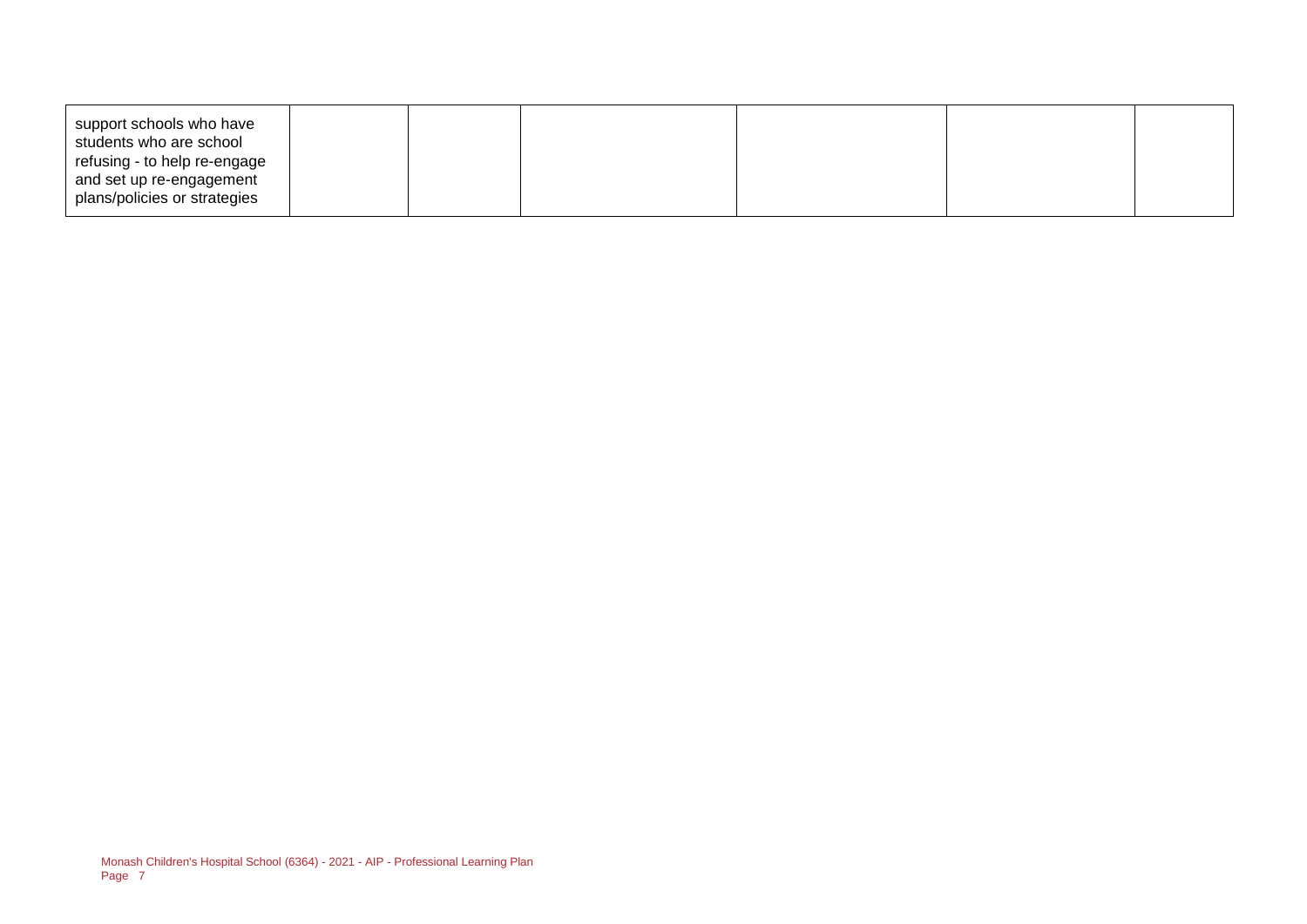| | | | | | |
|---|---|---|---|---|---|
| support schools who have students who are school refusing - to help re-engage and set up re-engagement plans/policies or strategies | | | | | |